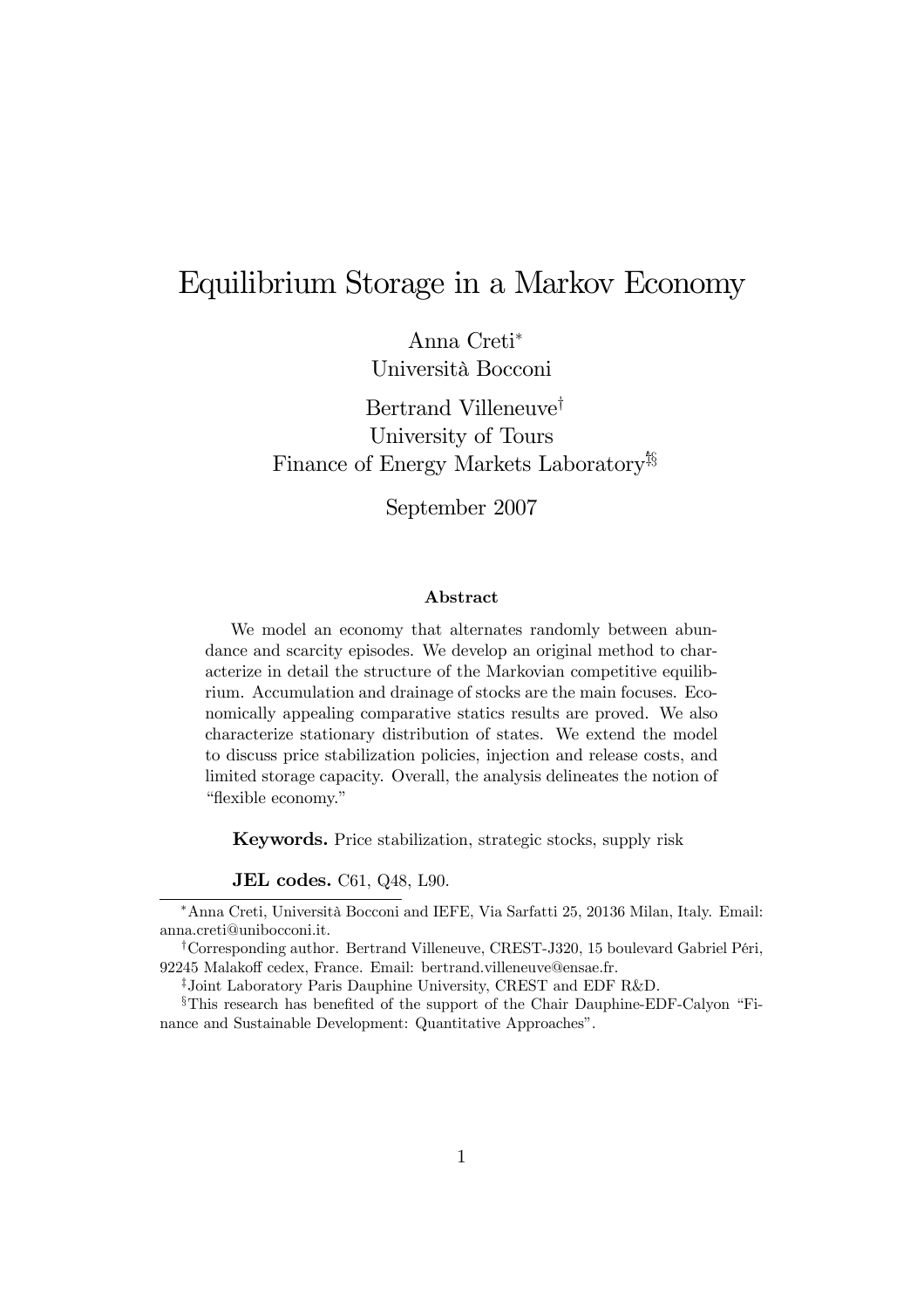# Equilibrium Storage in a Markov Economy

Anna Creti[*]
Università Bocconi

Bertrand Villeneuve[†]
University of Tours
Finance of Energy Markets Laboratory[‡§]

September 2007

### Abstract

We model an economy that alternates randomly between abundance and scarcity episodes. We develop an original method to characterize in detail the structure of the Markovian competitive equilibrium. Accumulation and drainage of stocks are the main focuses. Economically appealing comparative statics results are proved. We also characterize stationary distribution of states. We extend the model to discuss price stabilization policies, injection and release costs, and limited storage capacity. Overall, the analysis delineates the notion of "flexible economy."

**Keywords.** Price stabilization, strategic stocks, supply risk

**JEL codes.** C61, Q48, L90.

---

[*] Anna Creti, Università Bocconi and IEFE, Via Sarfatti 25, 20136 Milan, Italy. Email: anna.creti@unibocconi.it.

[†] Corresponding author. Bertrand Villeneuve, CREST-J320, 15 boulevard Gabriel Péri, 92245 Malakoff cedex, France. Email: bertrand.villeneuve@ensae.fr.

[‡] Joint Laboratory Paris Dauphine University, CREST and EDF R&D.

[§] This research has benefited of the support of the Chair Dauphine-EDF-Calyon "Finance and Sustainable Development: Quantitative Approaches".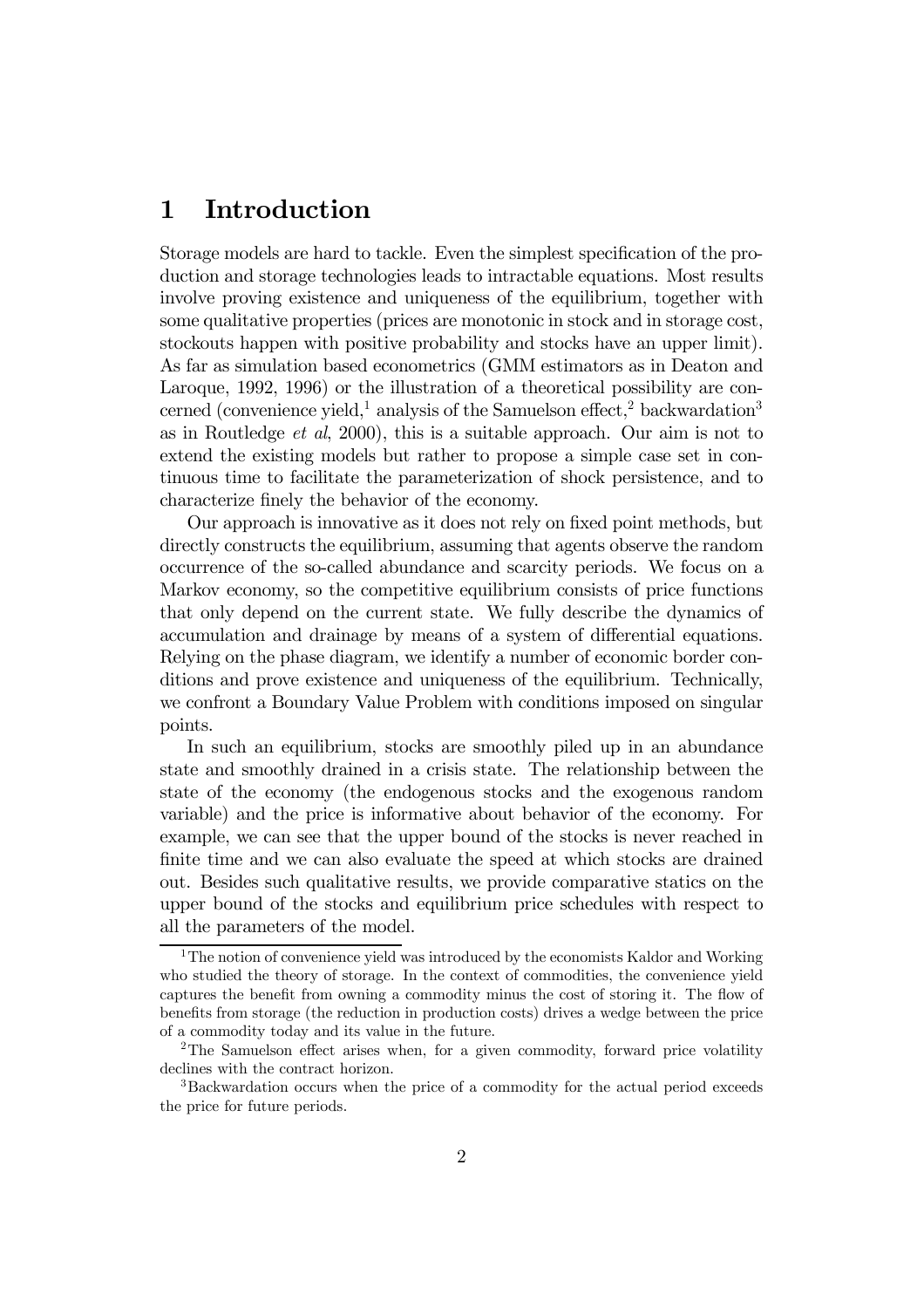# 1 Introduction

Storage models are hard to tackle. Even the simplest specification of the production and storage technologies leads to intractable equations. Most results involve proving existence and uniqueness of the equilibrium, together with some qualitative properties (prices are monotonic in stock and in storage cost, stockouts happen with positive probability and stocks have an upper limit). As far as simulation based econometrics (GMM estimators as in Deaton and Laroque, 1992, 1996) or the illustration of a theoretical possibility are concerned (convenience yield,[1] analysis of the Samuelson effect,[2] backwardation[3] as in Routledge *et al*, 2000), this is a suitable approach. Our aim is not to extend the existing models but rather to propose a simple case set in continuous time to facilitate the parameterization of shock persistence, and to characterize finely the behavior of the economy.

Our approach is innovative as it does not rely on fixed point methods, but directly constructs the equilibrium, assuming that agents observe the random occurrence of the so-called abundance and scarcity periods. We focus on a Markov economy, so the competitive equilibrium consists of price functions that only depend on the current state. We fully describe the dynamics of accumulation and drainage by means of a system of differential equations. Relying on the phase diagram, we identify a number of economic border conditions and prove existence and uniqueness of the equilibrium. Technically, we confront a Boundary Value Problem with conditions imposed on singular points.

In such an equilibrium, stocks are smoothly piled up in an abundance state and smoothly drained in a crisis state. The relationship between the state of the economy (the endogenous stocks and the exogenous random variable) and the price is informative about behavior of the economy. For example, we can see that the upper bound of the stocks is never reached in finite time and we can also evaluate the speed at which stocks are drained out. Besides such qualitative results, we provide comparative statics on the upper bound of the stocks and equilibrium price schedules with respect to all the parameters of the model.

---

[1] The notion of convenience yield was introduced by the economists Kaldor and Working who studied the theory of storage. In the context of commodities, the convenience yield captures the benefit from owning a commodity minus the cost of storing it. The flow of benefits from storage (the reduction in production costs) drives a wedge between the price of a commodity today and its value in the future.

[2] The Samuelson effect arises when, for a given commodity, forward price volatility declines with the contract horizon.

[3] Backwardation occurs when the price of a commodity for the actual period exceeds the price for future periods.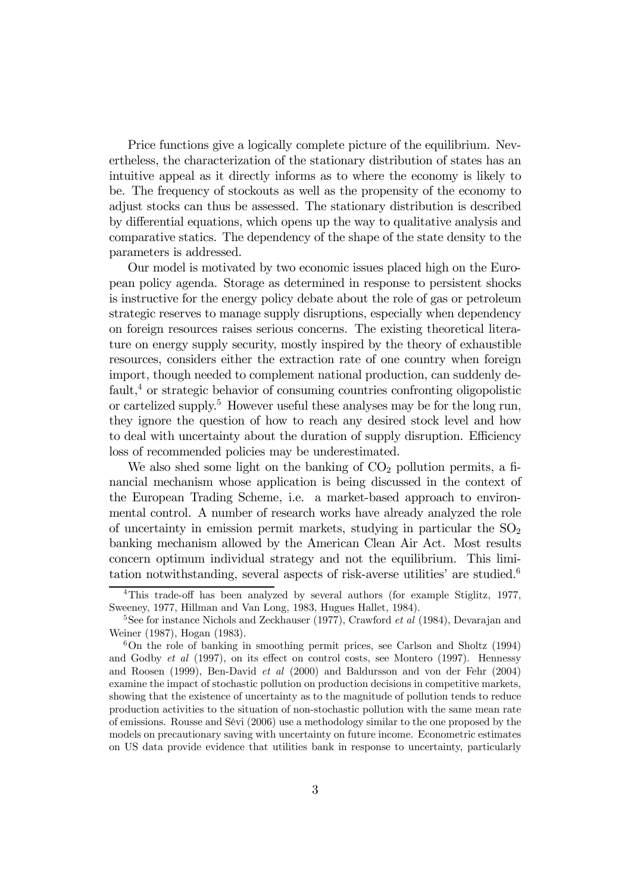Price functions give a logically complete picture of the equilibrium. Nevertheless, the characterization of the stationary distribution of states has an intuitive appeal as it directly informs as to where the economy is likely to be. The frequency of stockouts as well as the propensity of the economy to adjust stocks can thus be assessed. The stationary distribution is described by differential equations, which opens up the way to qualitative analysis and comparative statics. The dependency of the shape of the state density to the parameters is addressed.

Our model is motivated by two economic issues placed high on the European policy agenda. Storage as determined in response to persistent shocks is instructive for the energy policy debate about the role of gas or petroleum strategic reserves to manage supply disruptions, especially when dependency on foreign resources raises serious concerns. The existing theoretical literature on energy supply security, mostly inspired by the theory of exhaustible resources, considers either the extraction rate of one country when foreign import, though needed to complement national production, can suddenly default,[4] or strategic behavior of consuming countries confronting oligopolistic or cartelized supply.[5] However useful these analyses may be for the long run, they ignore the question of how to reach any desired stock level and how to deal with uncertainty about the duration of supply disruption. Efficiency loss of recommended policies may be underestimated.

We also shed some light on the banking of $CO_2$ pollution permits, a financial mechanism whose application is being discussed in the context of the European Trading Scheme, i.e. a market-based approach to environmental control. A number of research works have already analyzed the role of uncertainty in emission permit markets, studying in particular the $SO_2$ banking mechanism allowed by the American Clean Air Act. Most results concern optimum individual strategy and not the equilibrium. This limitation notwithstanding, several aspects of risk-averse utilities' are studied.[6]

---

[4] This trade-off has been analyzed by several authors (for example Stiglitz, 1977, Sweeney, 1977, Hillman and Van Long, 1983, Hugues Hallet, 1984).

[5] See for instance Nichols and Zeckhauser (1977), Crawford *et al* (1984), Devarajan and Weiner (1987), Hogan (1983).

[6] On the role of banking in smoothing permit prices, see Carlson and Sholtz (1994) and Godby *et al* (1997), on its effect on control costs, see Montero (1997). Hennessy and Roosen (1999), Ben-David *et al* (2000) and Baldursson and von der Fehr (2004) examine the impact of stochastic pollution on production decisions in competitive markets, showing that the existence of uncertainty as to the magnitude of pollution tends to reduce production activities to the situation of non-stochastic pollution with the same mean rate of emissions. Rousse and Sévi (2006) use a methodology similar to the one proposed by the models on precautionary saving with uncertainty on future income. Econometric estimates on US data provide evidence that utilities bank in response to uncertainty, particularly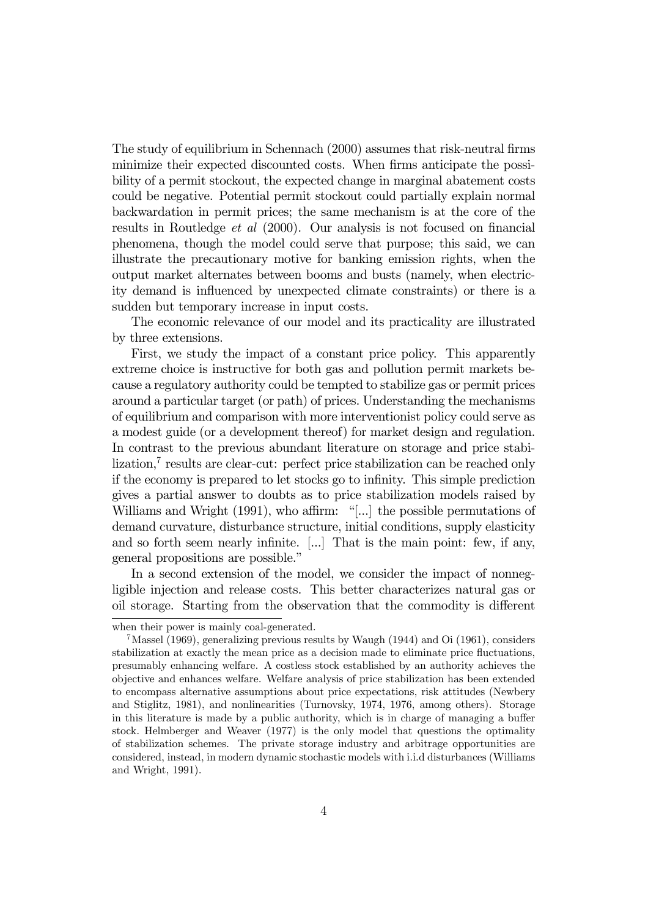The study of equilibrium in Schennach (2000) assumes that risk-neutral firms minimize their expected discounted costs. When firms anticipate the possibility of a permit stockout, the expected change in marginal abatement costs could be negative. Potential permit stockout could partially explain normal backwardation in permit prices; the same mechanism is at the core of the results in Routledge *et al* (2000). Our analysis is not focused on financial phenomena, though the model could serve that purpose; this said, we can illustrate the precautionary motive for banking emission rights, when the output market alternates between booms and busts (namely, when electricity demand is influenced by unexpected climate constraints) or there is a sudden but temporary increase in input costs.

The economic relevance of our model and its practicality are illustrated by three extensions.

First, we study the impact of a constant price policy. This apparently extreme choice is instructive for both gas and pollution permit markets because a regulatory authority could be tempted to stabilize gas or permit prices around a particular target (or path) of prices. Understanding the mechanisms of equilibrium and comparison with more interventionist policy could serve as a modest guide (or a development thereof) for market design and regulation. In contrast to the previous abundant literature on storage and price stabilization,[7] results are clear-cut: perfect price stabilization can be reached only if the economy is prepared to let stocks go to infinity. This simple prediction gives a partial answer to doubts as to price stabilization models raised by Williams and Wright (1991), who affirm: "[...] the possible permutations of demand curvature, disturbance structure, initial conditions, supply elasticity and so forth seem nearly infinite. [...] That is the main point: few, if any, general propositions are possible."

In a second extension of the model, we consider the impact of nonnegligible injection and release costs. This better characterizes natural gas or oil storage. Starting from the observation that the commodity is different

---

when their power is mainly coal-generated.

[7] Massel (1969), generalizing previous results by Waugh (1944) and Oi (1961), considers stabilization at exactly the mean price as a decision made to eliminate price fluctuations, presumably enhancing welfare. A costless stock established by an authority achieves the objective and enhances welfare. Welfare analysis of price stabilization has been extended to encompass alternative assumptions about price expectations, risk attitudes (Newbery and Stiglitz, 1981), and nonlinearities (Turnovsky, 1974, 1976, among others). Storage in this literature is made by a public authority, which is in charge of managing a buffer stock. Helmberger and Weaver (1977) is the only model that questions the optimality of stabilization schemes. The private storage industry and arbitrage opportunities are considered, instead, in modern dynamic stochastic models with i.i.d disturbances (Williams and Wright, 1991).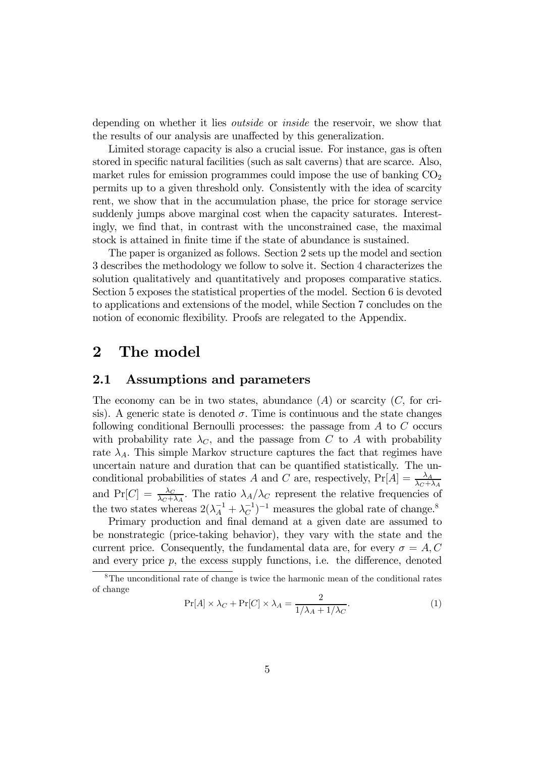depending on whether it lies *outside* or *inside* the reservoir, we show that the results of our analysis are unaffected by this generalization.

Limited storage capacity is also a crucial issue. For instance, gas is often stored in specific natural facilities (such as salt caverns) that are scarce. Also, market rules for emission programmes could impose the use of banking $CO_2$ permits up to a given threshold only. Consistently with the idea of scarcity rent, we show that in the accumulation phase, the price for storage service suddenly jumps above marginal cost when the capacity saturates. Interestingly, we find that, in contrast with the unconstrained case, the maximal stock is attained in finite time if the state of abundance is sustained.

The paper is organized as follows. Section 2 sets up the model and section 3 describes the methodology we follow to solve it. Section 4 characterizes the solution qualitatively and quantitatively and proposes comparative statics. Section 5 exposes the statistical properties of the model. Section 6 is devoted to applications and extensions of the model, while Section 7 concludes on the notion of economic flexibility. Proofs are relegated to the Appendix.

# 2 The model

## 2.1 Assumptions and parameters

The economy can be in two states, abundance ($A$) or scarcity ($C$, for crisis). A generic state is denoted $\sigma$. Time is continuous and the state changes following conditional Bernoulli processes: the passage from $A$ to $C$ occurs with probability rate $\lambda_C$, and the passage from $C$ to $A$ with probability rate $\lambda_A$. This simple Markov structure captures the fact that regimes have uncertain nature and duration that can be quantified statistically. The unconditional probabilities of states $A$ and $C$ are, respectively, $\Pr[A] = \frac{\lambda_A}{\lambda_C + \lambda_A}$ and $\Pr[C] = \frac{\lambda_C}{\lambda_C + \lambda_A}$. The ratio $\lambda_A / \lambda_C$ represent the relative frequencies of the two states whereas $2(\lambda_A^{-1} + \lambda_C^{-1})^{-1}$ measures the global rate of change.[8]

Primary production and final demand at a given date are assumed to be nonstrategic (price-taking behavior), they vary with the state and the current price. Consequently, the fundamental data are, for every $\sigma = A, C$ and every price $p$, the excess supply functions, i.e. the difference, denoted

[8] The unconditional rate of change is twice the harmonic mean of the conditional rates of change

$$\Pr[A] \times \lambda_C + \Pr[C] \times \lambda_A = \frac{2}{1/\lambda_A + 1/\lambda_C}. \tag{1}$$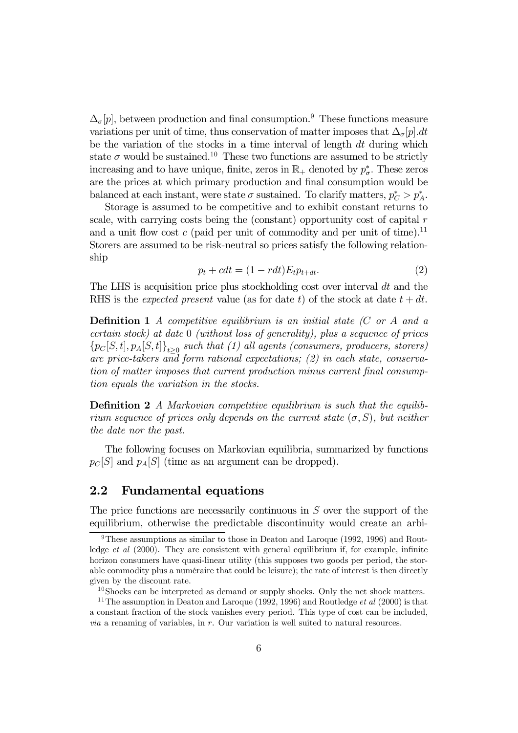$\Delta_\sigma[p]$, between production and final consumption.[9] These functions measure variations per unit of time, thus conservation of matter imposes that $\Delta_\sigma[p].dt$ be the variation of the stocks in a time interval of length $dt$ during which state $\sigma$ would be sustained.[10] These two functions are assumed to be strictly increasing and to have unique, finite, zeros in $\mathbb{R}_+$ denoted by $p^*_\sigma$. These zeros are the prices at which primary production and final consumption would be balanced at each instant, were state $\sigma$ sustained. To clarify matters, $p^*_C > p^*_A$.

Storage is assumed to be competitive and to exhibit constant returns to scale, with carrying costs being the (constant) opportunity cost of capital $r$ and a unit flow cost $c$ (paid per unit of commodity and per unit of time).[11] Storers are assumed to be risk-neutral so prices satisfy the following relationship

$$p_t + cdt = (1 - rdt)E_t p_{t+dt}. \tag{2}$$

The LHS is acquisition price plus stockholding cost over interval $dt$ and the RHS is the *expected present* value (as for date $t$) of the stock at date $t + dt$.

**Definition 1** *A competitive equilibrium is an initial state (C or A and a certain stock) at date* 0 *(without loss of generality), plus a sequence of prices* $\{p_C[S,t], p_A[S,t]\}_{t\geq 0}$ *such that (1) all agents (consumers, producers, storers) are price-takers and form rational expectations; (2) in each state, conservation of matter imposes that current production minus current final consumption equals the variation in the stocks.*

**Definition 2** *A Markovian competitive equilibrium is such that the equilibrium sequence of prices only depends on the current state* $(\sigma, S)$*, but neither the date nor the past.*

The following focuses on Markovian equilibria, summarized by functions $p_C[S]$ and $p_A[S]$ (time as an argument can be dropped).

## 2.2 Fundamental equations

The price functions are necessarily continuous in $S$ over the support of the equilibrium, otherwise the predictable discontinuity would create an arbi-

[9] These assumptions as similar to those in Deaton and Laroque (1992, 1996) and Routledge *et al* (2000). They are consistent with general equilibrium if, for example, infinite horizon consumers have quasi-linear utility (this supposes two goods per period, the storable commodity plus a numéraire that could be leisure); the rate of interest is then directly given by the discount rate.

[10] Shocks can be interpreted as demand or supply shocks. Only the net shock matters.

[11] The assumption in Deaton and Laroque (1992, 1996) and Routledge *et al* (2000) is that a constant fraction of the stock vanishes every period. This type of cost can be included, *via* a renaming of variables, in $r$. Our variation is well suited to natural resources.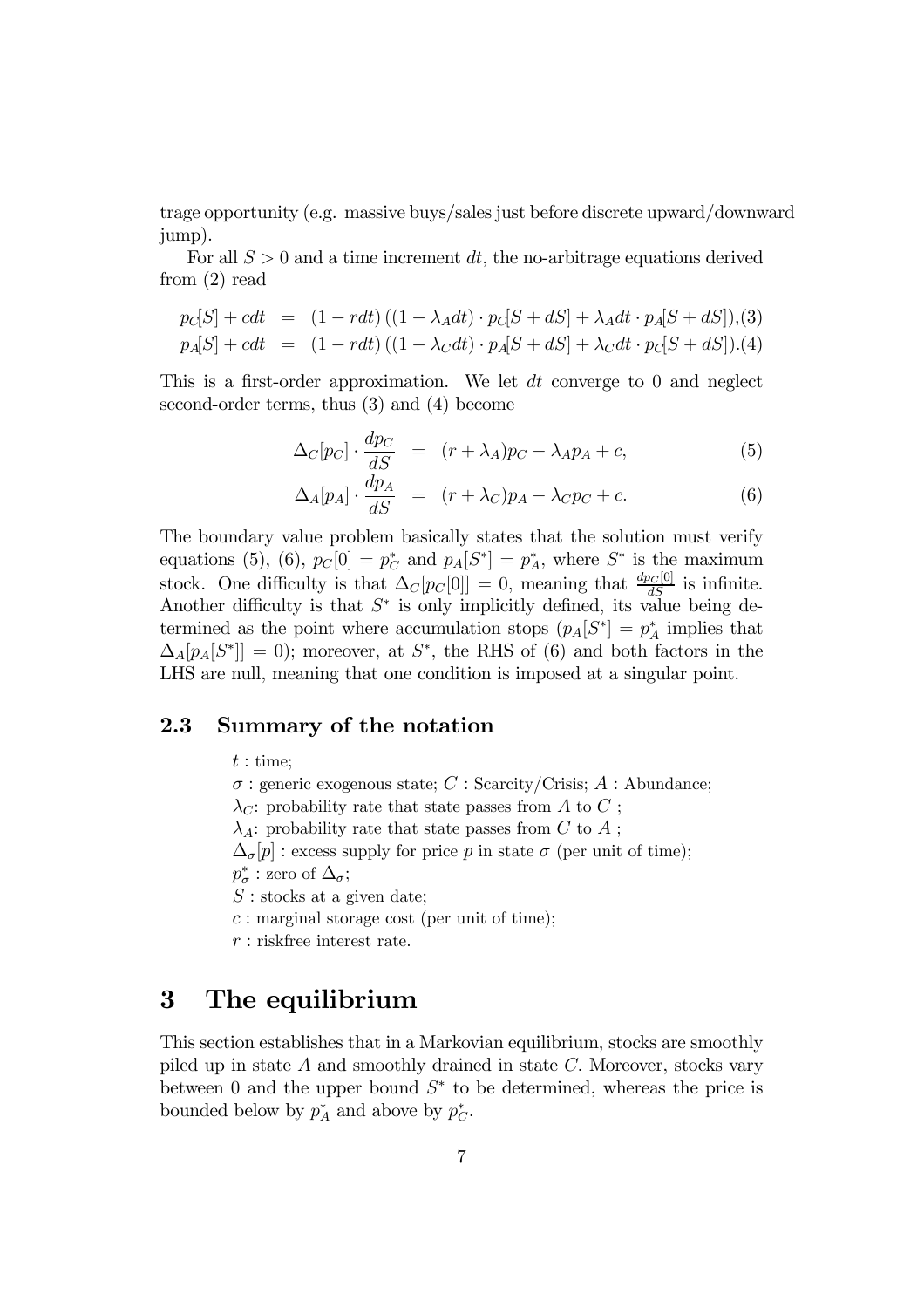trage opportunity (e.g. massive buys/sales just before discrete upward/downward jump).

For all $S > 0$ and a time increment $dt$, the no-arbitrage equations derived from (2) read

$$p_C[S] + cdt = (1 - rdt)\left((1 - \lambda_A dt) \cdot p_C[S + dS] + \lambda_A dt \cdot p_A[S + dS]\right), \quad (3)$$

$$p_A[S] + cdt = (1 - rdt)\left((1 - \lambda_C dt) \cdot p_A[S + dS] + \lambda_C dt \cdot p_C[S + dS]\right). \quad (4)$$

This is a first-order approximation. We let $dt$ converge to 0 and neglect second-order terms, thus (3) and (4) become

$$\Delta_C[p_C] \cdot \frac{dp_C}{dS} = (r + \lambda_A)p_C - \lambda_A p_A + c, \quad (5)$$

$$\Delta_A[p_A] \cdot \frac{dp_A}{dS} = (r + \lambda_C)p_A - \lambda_C p_C + c. \quad (6)$$

The boundary value problem basically states that the solution must verify equations (5), (6), $p_C[0] = p_C^*$ and $p_A[S^*] = p_A^*$, where $S^*$ is the maximum stock. One difficulty is that $\Delta_C[p_C[0]] = 0$, meaning that $\frac{dp_C[0]}{dS}$ is infinite. Another difficulty is that $S^*$ is only implicitly defined, its value being determined as the point where accumulation stops ($p_A[S^*] = p_A^*$ implies that $\Delta_A[p_A[S^*]] = 0$); moreover, at $S^*$, the RHS of (6) and both factors in the LHS are null, meaning that one condition is imposed at a singular point.

### 2.3 Summary of the notation

$t$ : time;
$\sigma$ : generic exogenous state; $C$ : Scarcity/Crisis; $A$ : Abundance;
$\lambda_C$: probability rate that state passes from $A$ to $C$ ;
$\lambda_A$: probability rate that state passes from $C$ to $A$ ;
$\Delta_\sigma[p]$ : excess supply for price $p$ in state $\sigma$ (per unit of time);
$p_\sigma^*$ : zero of $\Delta_\sigma$;
$S$ : stocks at a given date;
$c$ : marginal storage cost (per unit of time);
$r$ : riskfree interest rate.

# 3 The equilibrium

This section establishes that in a Markovian equilibrium, stocks are smoothly piled up in state $A$ and smoothly drained in state $C$. Moreover, stocks vary between 0 and the upper bound $S^*$ to be determined, whereas the price is bounded below by $p_A^*$ and above by $p_C^*$.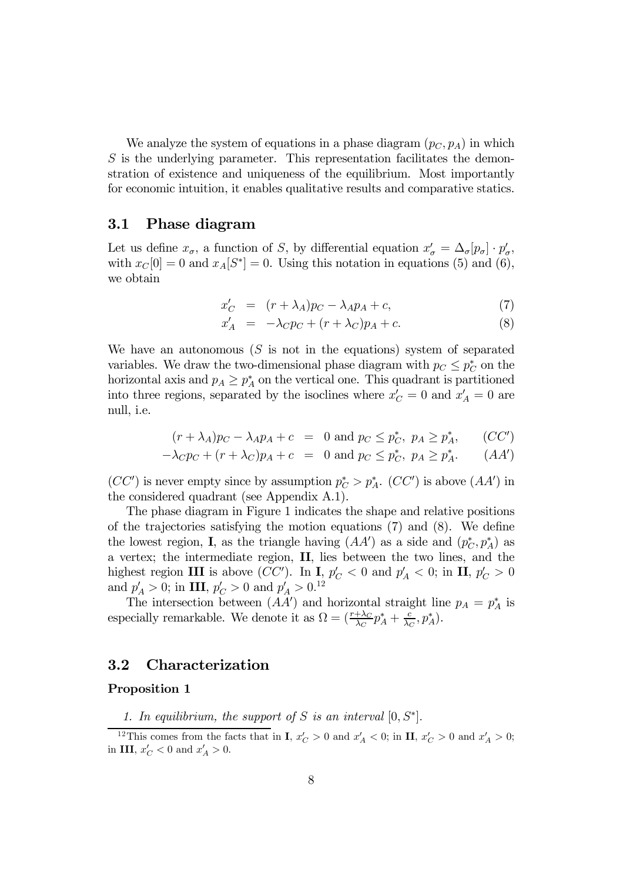We analyze the system of equations in a phase diagram $(p_C, p_A)$ in which $S$ is the underlying parameter. This representation facilitates the demonstration of existence and uniqueness of the equilibrium. Most importantly for economic intuition, it enables qualitative results and comparative statics.

## 3.1 Phase diagram

Let us define $x_\sigma$, a function of $S$, by differential equation $x'_\sigma = \Delta_\sigma[p_\sigma] \cdot p'_\sigma$, with $x_C[0] = 0$ and $x_A[S^*] = 0$. Using this notation in equations (5) and (6), we obtain

$$x'_C = (r + \lambda_A)p_C - \lambda_A p_A + c, \tag{7}$$

$$x'_A = -\lambda_C p_C + (r + \lambda_C)p_A + c. \tag{8}$$

We have an autonomous ($S$ is not in the equations) system of separated variables. We draw the two-dimensional phase diagram with $p_C \leq p_C^*$ on the horizontal axis and $p_A \geq p_A^*$ on the vertical one. This quadrant is partitioned into three regions, separated by the isoclines where $x'_C = 0$ and $x'_A = 0$ are null, i.e.

$$(r + \lambda_A)p_C - \lambda_A p_A + c = 0 \text{ and } p_C \leq p_C^*,\ p_A \geq p_A^*, \tag{$CC'$}$$

$$-\lambda_C p_C + (r + \lambda_C)p_A + c = 0 \text{ and } p_C \leq p_C^*,\ p_A \geq p_A^*. \tag{$AA'$}$$

$(CC')$ is never empty since by assumption $p_C^* > p_A^*$. $(CC')$ is above $(AA')$ in the considered quadrant (see Appendix A.1).

The phase diagram in Figure 1 indicates the shape and relative positions of the trajectories satisfying the motion equations (7) and (8). We define the lowest region, **I**, as the triangle having $(AA')$ as a side and $(p_C^*, p_A^*)$ as a vertex; the intermediate region, **II**, lies between the two lines, and the highest region **III** is above $(CC')$. In **I**, $p'_C < 0$ and $p'_A < 0$; in **II**, $p'_C > 0$ and $p'_A > 0$; in **III**, $p'_C > 0$ and $p'_A > 0$.[12]

The intersection between $(AA')$ and horizontal straight line $p_A = p_A^*$ is especially remarkable. We denote it as $\Omega = (\frac{r+\lambda_C}{\lambda_C} p_A^* + \frac{c}{\lambda_C}, p_A^*)$.

## 3.2 Characterization

**Proposition 1**

1. *In equilibrium, the support of $S$ is an interval $[0, S^*]$.*

[12] This comes from the facts that in **I**, $x'_C > 0$ and $x'_A < 0$; in **II**, $x'_C > 0$ and $x'_A > 0$; in **III**, $x'_C < 0$ and $x'_A > 0$.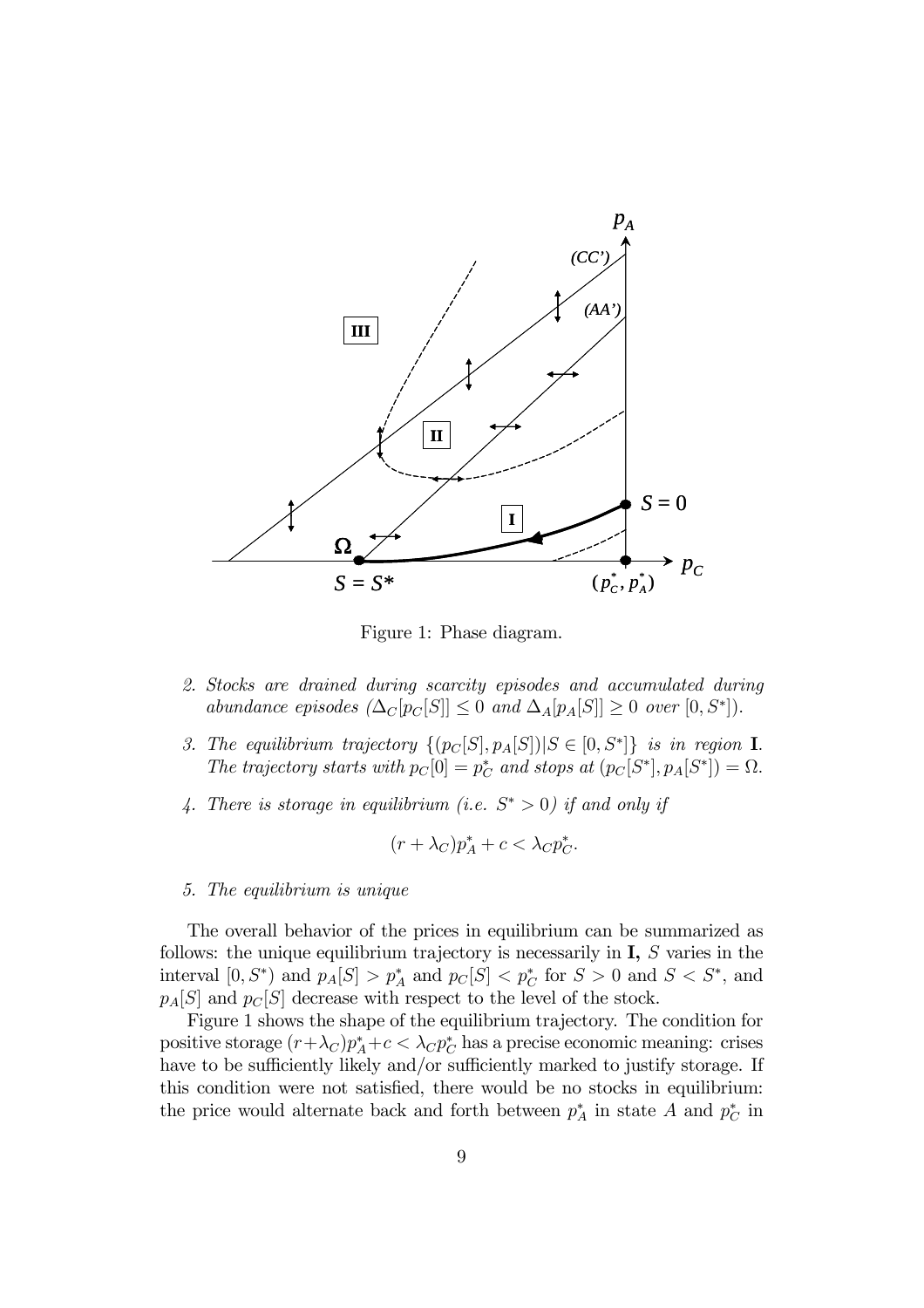Figure 1: Phase diagram.

2. *Stocks are drained during scarcity episodes and accumulated during abundance episodes* ($\Delta_C[p_C[S]] \leq 0$ *and* $\Delta_A[p_A[S]] \geq 0$ *over* $[0, S^*]$).

3. *The equilibrium trajectory* $\{(p_C[S], p_A[S]) | S \in [0, S^*]\}$ *is in region* **I**. *The trajectory starts with* $p_C[0] = p_C^*$ *and stops at* $(p_C[S^*], p_A[S^*]) = \Omega$.

4. *There is storage in equilibrium (i.e.* $S^* > 0$*) if and only if*

$$(r + \lambda_C)p_A^* + c < \lambda_C p_C^*.$$

5. *The equilibrium is unique*

The overall behavior of the prices in equilibrium can be summarized as follows: the unique equilibrium trajectory is necessarily in **I,** $S$ varies in the interval $[0, S^*)$ and $p_A[S] > p_A^*$ and $p_C[S] < p_C^*$ for $S > 0$ and $S < S^*$, and $p_A[S]$ and $p_C[S]$ decrease with respect to the level of the stock.

Figure 1 shows the shape of the equilibrium trajectory. The condition for positive storage $(r+\lambda_C)p_A^*+c < \lambda_C p_C^*$ has a precise economic meaning: crises have to be sufficiently likely and/or sufficiently marked to justify storage. If this condition were not satisfied, there would be no stocks in equilibrium: the price would alternate back and forth between $p_A^*$ in state $A$ and $p_C^*$ in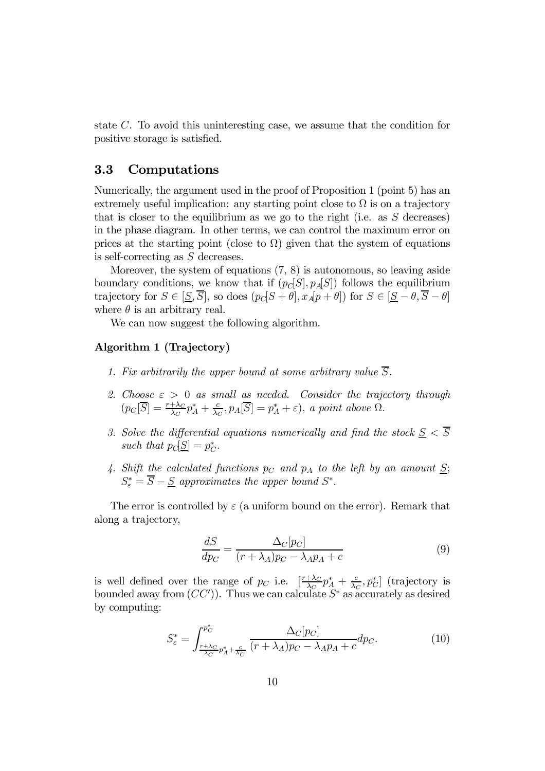state $C$. To avoid this uninteresting case, we assume that the condition for positive storage is satisfied.

### 3.3 Computations

Numerically, the argument used in the proof of Proposition 1 (point 5) has an extremely useful implication: any starting point close to $\Omega$ is on a trajectory that is closer to the equilibrium as we go to the right (i.e. as $S$ decreases) in the phase diagram. In other terms, we can control the maximum error on prices at the starting point (close to $\Omega$) given that the system of equations is self-correcting as $S$ decreases.

Moreover, the system of equations (7, 8) is autonomous, so leaving aside boundary conditions, we know that if $(p_C[S], p_A[S])$ follows the equilibrium trajectory for $S \in [\underline{S}, \overline{S}]$, so does $(p_C[S+\theta], x_A[p+\theta])$ for $S \in [\underline{S}-\theta, \overline{S}-\theta]$ where $\theta$ is an arbitrary real.

We can now suggest the following algorithm.

**Algorithm 1 (Trajectory)**

1. *Fix arbitrarily the upper bound at some arbitrary value* $\overline{S}$.
2. *Choose* $\varepsilon > 0$ *as small as needed. Consider the trajectory through* $(p_C[\overline{S}] = \frac{r+\lambda_C}{\lambda_C}p_A^* + \frac{c}{\lambda_C}, p_A[\overline{S}] = p_A^* + \varepsilon)$*, a point above* $\Omega$.
3. *Solve the differential equations numerically and find the stock* $\underline{S} < \overline{S}$ *such that* $p_C[\underline{S}] = p_C^*$.
4. *Shift the calculated functions* $p_C$ *and* $p_A$ *to the left by an amount* $\underline{S}$*;* $S_\varepsilon^* = \overline{S} - \underline{S}$ *approximates the upper bound* $S^*$.

The error is controlled by $\varepsilon$ (a uniform bound on the error). Remark that along a trajectory,

$$\frac{dS}{dp_C} = \frac{\Delta_C[p_C]}{(r+\lambda_A)p_C - \lambda_A p_A + c} \tag{9}$$

is well defined over the range of $p_C$ i.e. $[\frac{r+\lambda_C}{\lambda_C}p_A^* + \frac{c}{\lambda_C}, p_C^*]$ (trajectory is bounded away from $(CC')$). Thus we can calculate $S^*$ as accurately as desired by computing:

$$S_\varepsilon^* = \int_{\frac{r+\lambda_C}{\lambda_C}p_A^* + \frac{c}{\lambda_C}}^{p_C^*} \frac{\Delta_C[p_C]}{(r+\lambda_A)p_C - \lambda_A p_A + c} dp_C. \tag{10}$$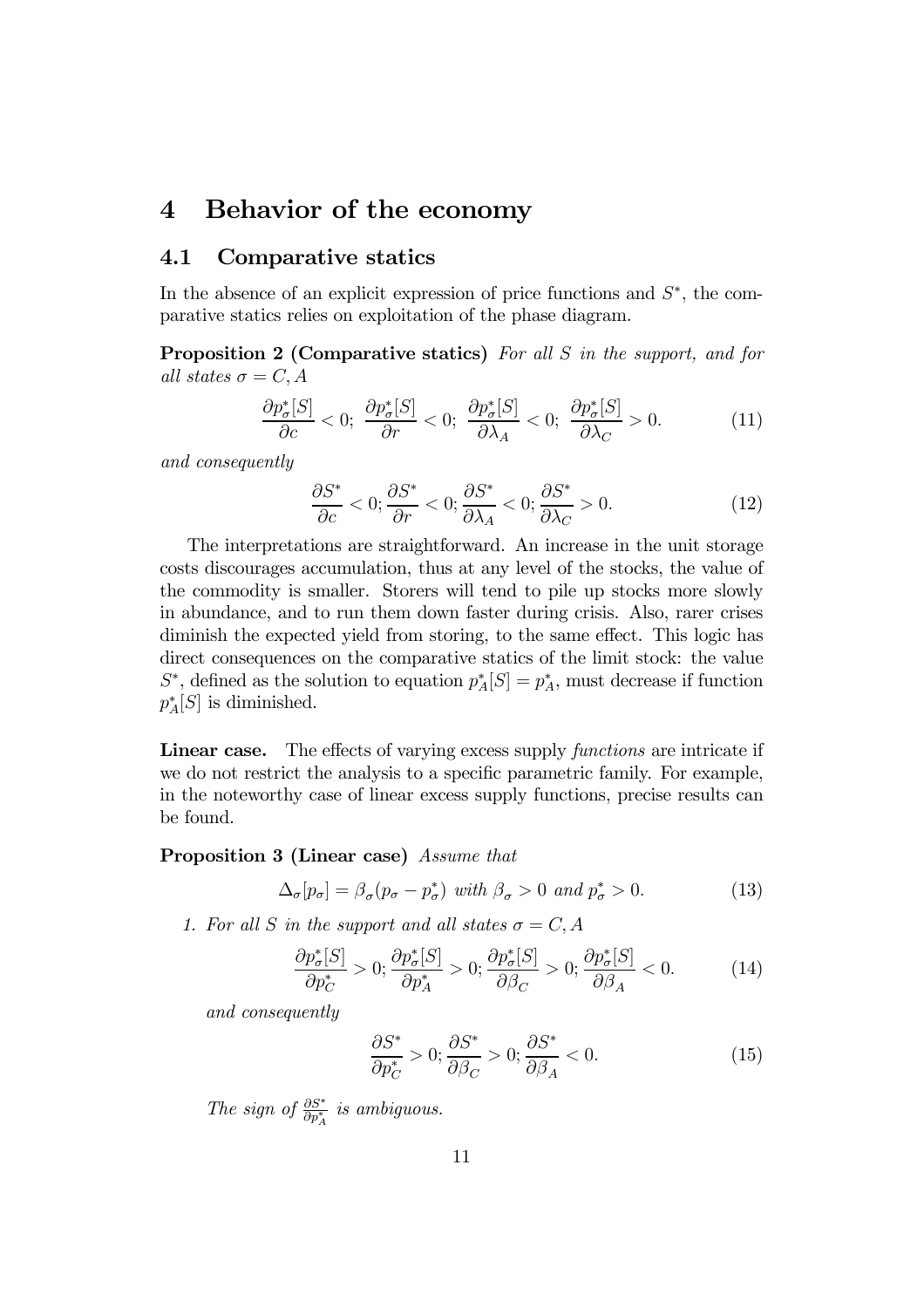# 4 Behavior of the economy

## 4.1 Comparative statics

In the absence of an explicit expression of price functions and $S^*$, the comparative statics relies on exploitation of the phase diagram.

**Proposition 2 (Comparative statics)** *For all $S$ in the support, and for all states $\sigma = C, A$*

$$\frac{\partial p_\sigma^*[S]}{\partial c} < 0;\ \frac{\partial p_\sigma^*[S]}{\partial r} < 0;\ \frac{\partial p_\sigma^*[S]}{\partial \lambda_A} < 0;\ \frac{\partial p_\sigma^*[S]}{\partial \lambda_C} > 0. \tag{11}$$

*and consequently*

$$\frac{\partial S^*}{\partial c} < 0; \frac{\partial S^*}{\partial r} < 0; \frac{\partial S^*}{\partial \lambda_A} < 0; \frac{\partial S^*}{\partial \lambda_C} > 0. \tag{12}$$

The interpretations are straightforward. An increase in the unit storage costs discourages accumulation, thus at any level of the stocks, the value of the commodity is smaller. Storers will tend to pile up stocks more slowly in abundance, and to run them down faster during crisis. Also, rarer crises diminish the expected yield from storing, to the same effect. This logic has direct consequences on the comparative statics of the limit stock: the value $S^*$, defined as the solution to equation $p_A^*[S] = p_A^*$, must decrease if function $p_A^*[S]$ is diminished.

**Linear case.** The effects of varying excess supply *functions* are intricate if we do not restrict the analysis to a specific parametric family. For example, in the noteworthy case of linear excess supply functions, precise results can be found.

**Proposition 3 (Linear case)** *Assume that*

$$\Delta_\sigma[p_\sigma] = \beta_\sigma(p_\sigma - p_\sigma^*) \text{ with } \beta_\sigma > 0 \text{ and } p_\sigma^* > 0. \tag{13}$$

1. *For all $S$ in the support and all states $\sigma = C, A$*

$$\frac{\partial p_\sigma^*[S]}{\partial p_C^*} > 0; \frac{\partial p_\sigma^*[S]}{\partial p_A^*} > 0; \frac{\partial p_\sigma^*[S]}{\partial \beta_C} > 0; \frac{\partial p_\sigma^*[S]}{\partial \beta_A} < 0. \tag{14}$$

*and consequently*

$$\frac{\partial S^*}{\partial p_C^*} > 0; \frac{\partial S^*}{\partial \beta_C} > 0; \frac{\partial S^*}{\partial \beta_A} < 0. \tag{15}$$

*The sign of $\frac{\partial S^*}{\partial p_A^*}$ is ambiguous.*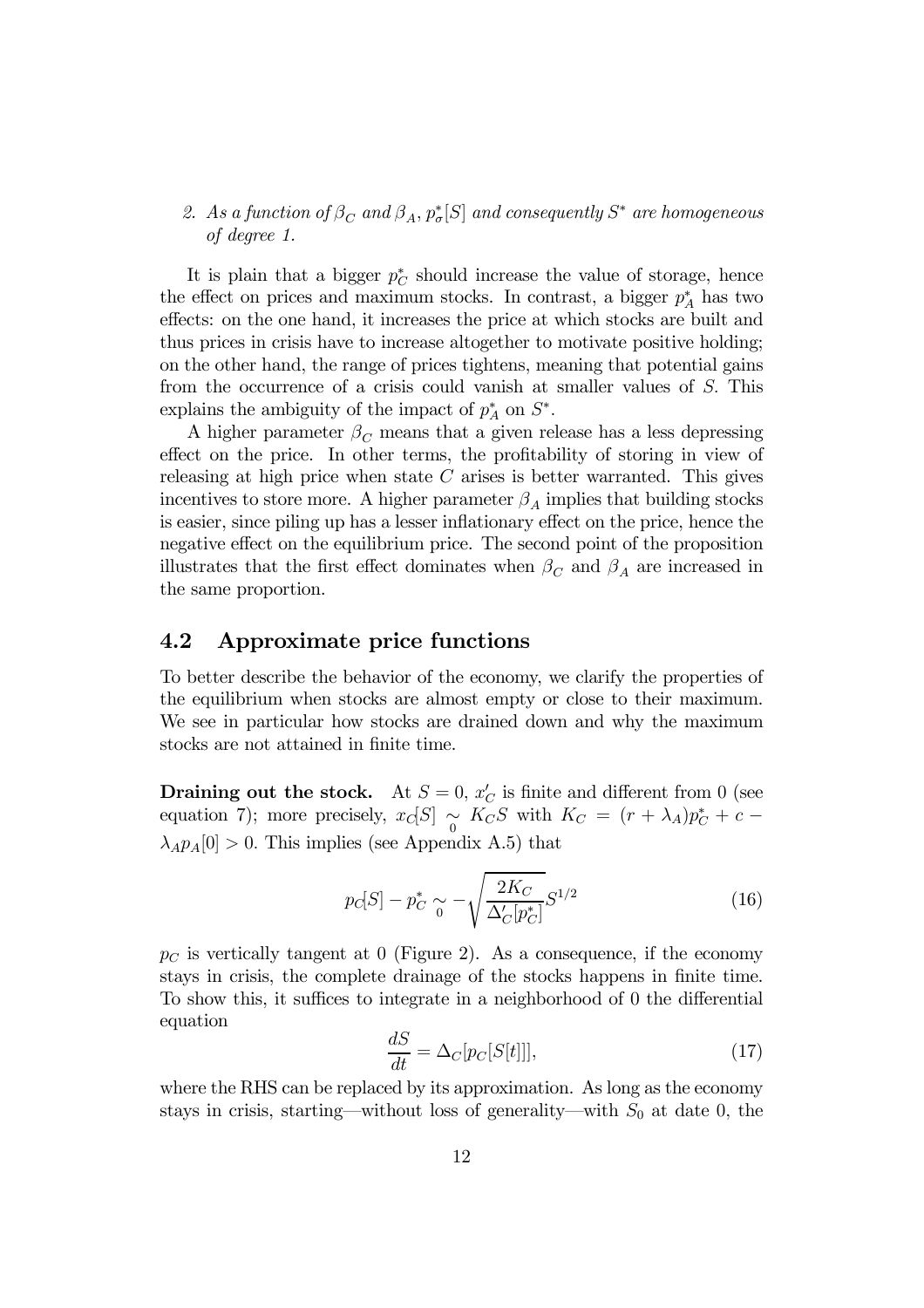2. *As a function of $\beta_C$ and $\beta_A$, $p^*_\sigma[S]$ and consequently $S^*$ are homogeneous of degree 1.*

It is plain that a bigger $p^*_C$ should increase the value of storage, hence the effect on prices and maximum stocks. In contrast, a bigger $p^*_A$ has two effects: on the one hand, it increases the price at which stocks are built and thus prices in crisis have to increase altogether to motivate positive holding; on the other hand, the range of prices tightens, meaning that potential gains from the occurrence of a crisis could vanish at smaller values of $S$. This explains the ambiguity of the impact of $p^*_A$ on $S^*$.

A higher parameter $\beta_C$ means that a given release has a less depressing effect on the price. In other terms, the profitability of storing in view of releasing at high price when state $C$ arises is better warranted. This gives incentives to store more. A higher parameter $\beta_A$ implies that building stocks is easier, since piling up has a lesser inflationary effect on the price, hence the negative effect on the equilibrium price. The second point of the proposition illustrates that the first effect dominates when $\beta_C$ and $\beta_A$ are increased in the same proportion.

## 4.2 Approximate price functions

To better describe the behavior of the economy, we clarify the properties of the equilibrium when stocks are almost empty or close to their maximum. We see in particular how stocks are drained down and why the maximum stocks are not attained in finite time.

**Draining out the stock.** At $S = 0$, $x'_C$ is finite and different from 0 (see equation 7); more precisely, $x_C[S] \underset{0}{\sim} K_C S$ with $K_C = (r + \lambda_A)p^*_C + c - \lambda_A p_A[0] > 0$. This implies (see Appendix A.5) that

$$p_C[S] - p^*_C \underset{0}{\sim} -\sqrt{\frac{2K_C}{\Delta'_C[p^*_C]}}S^{1/2} \tag{16}$$

$p_C$ is vertically tangent at 0 (Figure 2). As a consequence, if the economy stays in crisis, the complete drainage of the stocks happens in finite time. To show this, it suffices to integrate in a neighborhood of 0 the differential equation

$$\frac{dS}{dt} = \Delta_C[p_C[S[t]]], \tag{17}$$

where the RHS can be replaced by its approximation. As long as the economy stays in crisis, starting—without loss of generality—with $S_0$ at date 0, the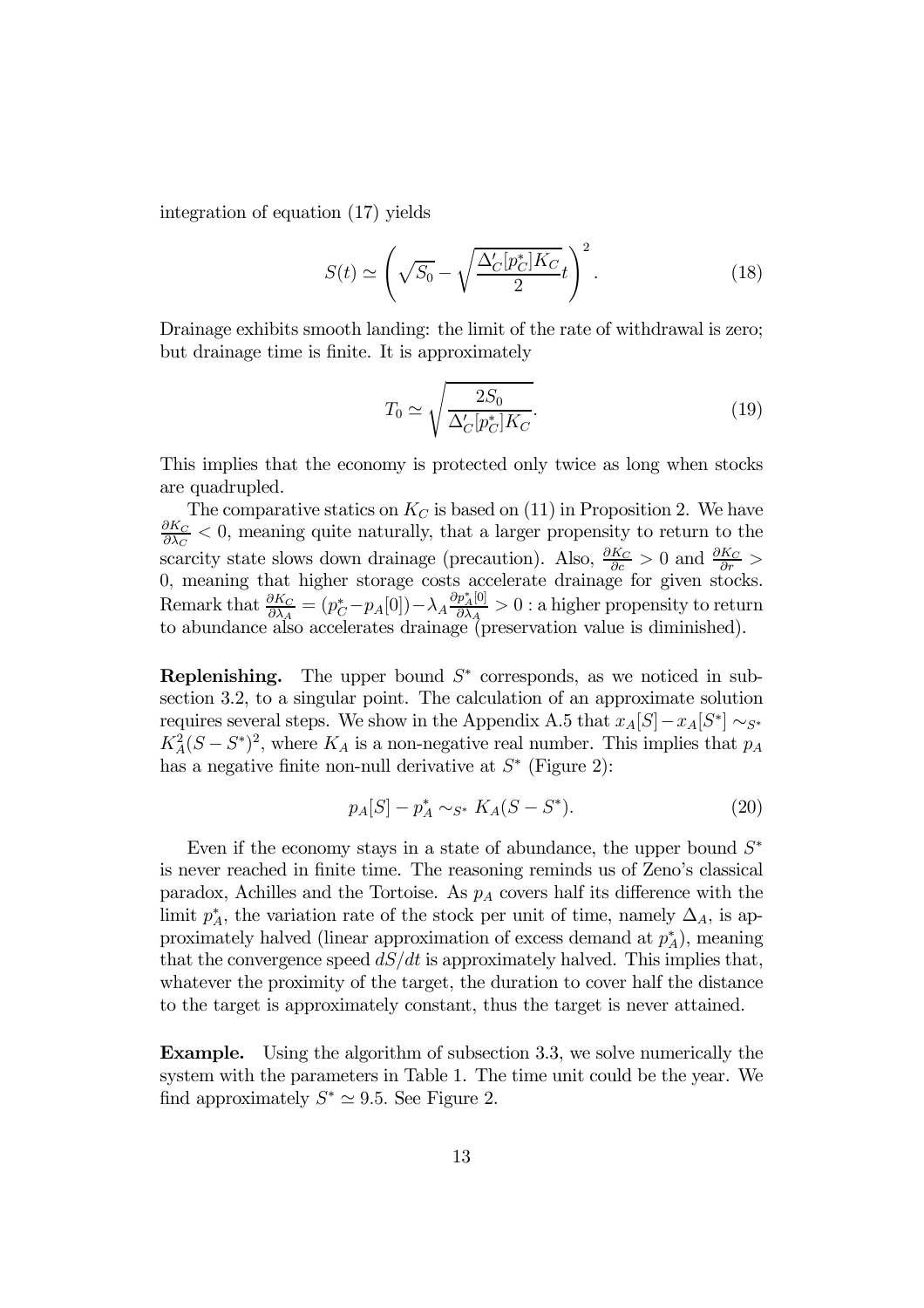integration of equation (17) yields

$$S(t) \simeq \left( \sqrt{S_0} - \sqrt{\frac{\Delta'_C[p^*_C]K_C}{2}} t \right)^2. \tag{18}$$

Drainage exhibits smooth landing: the limit of the rate of withdrawal is zero; but drainage time is finite. It is approximately

$$T_0 \simeq \sqrt{\frac{2S_0}{\Delta'_C[p^*_C]K_C}}. \tag{19}$$

This implies that the economy is protected only twice as long when stocks are quadrupled.

The comparative statics on $K_C$ is based on (11) in Proposition 2. We have $\frac{\partial K_C}{\partial \lambda_C} < 0$, meaning quite naturally, that a larger propensity to return to the scarcity state slows down drainage (precaution). Also, $\frac{\partial K_C}{\partial c} > 0$ and $\frac{\partial K_C}{\partial r} > 0$, meaning that higher storage costs accelerate drainage for given stocks. Remark that $\frac{\partial K_C}{\partial \lambda_A} = (p^*_C - p_A[0]) - \lambda_A \frac{\partial p^*_A[0]}{\partial \lambda_A} > 0$ : a higher propensity to return to abundance also accelerates drainage (preservation value is diminished).

**Replenishing.** The upper bound $S^*$ corresponds, as we noticed in subsection 3.2, to a singular point. The calculation of an approximate solution requires several steps. We show in the Appendix A.5 that $x_A[S] - x_A[S^*] \sim_{S^*} K_A^2(S - S^*)^2$, where $K_A$ is a non-negative real number. This implies that $p_A$ has a negative finite non-null derivative at $S^*$ (Figure 2):

$$p_A[S] - p^*_A \sim_{S^*} K_A(S - S^*). \tag{20}$$

Even if the economy stays in a state of abundance, the upper bound $S^*$ is never reached in finite time. The reasoning reminds us of Zeno's classical paradox, Achilles and the Tortoise. As $p_A$ covers half its difference with the limit $p^*_A$, the variation rate of the stock per unit of time, namely $\Delta_A$, is approximately halved (linear approximation of excess demand at $p^*_A$), meaning that the convergence speed $dS/dt$ is approximately halved. This implies that, whatever the proximity of the target, the duration to cover half the distance to the target is approximately constant, thus the target is never attained.

**Example.** Using the algorithm of subsection 3.3, we solve numerically the system with the parameters in Table 1. The time unit could be the year. We find approximately $S^* \simeq 9.5$. See Figure 2.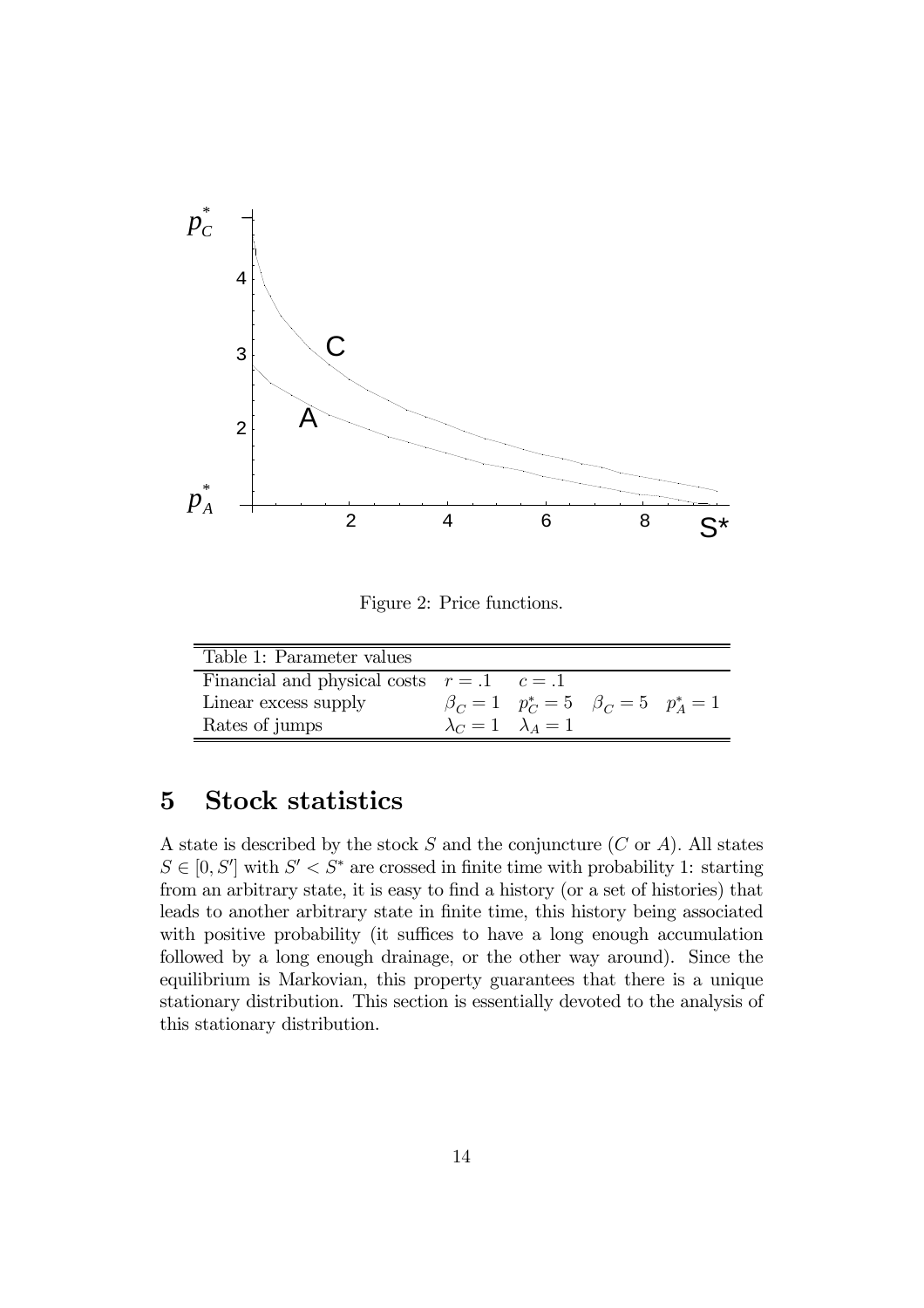Figure 2: Price functions.

| Table 1: Parameter values | | | | |
|---|---|---|---|---|
| Financial and physical costs | $r = .1$ | $c = .1$ | | |
| Linear excess supply | $\beta_C = 1$ | $p_C^* = 5$ | $\beta_C = 5$ | $p_A^* = 1$ |
| Rates of jumps | $\lambda_C = 1$ | $\lambda_A = 1$ | | |

## 5 Stock statistics

A state is described by the stock $S$ and the conjuncture ($C$ or $A$). All states $S \in [0, S']$ with $S' < S^*$ are crossed in finite time with probability 1: starting from an arbitrary state, it is easy to find a history (or a set of histories) that leads to another arbitrary state in finite time, this history being associated with positive probability (it suffices to have a long enough accumulation followed by a long enough drainage, or the other way around). Since the equilibrium is Markovian, this property guarantees that there is a unique stationary distribution. This section is essentially devoted to the analysis of this stationary distribution.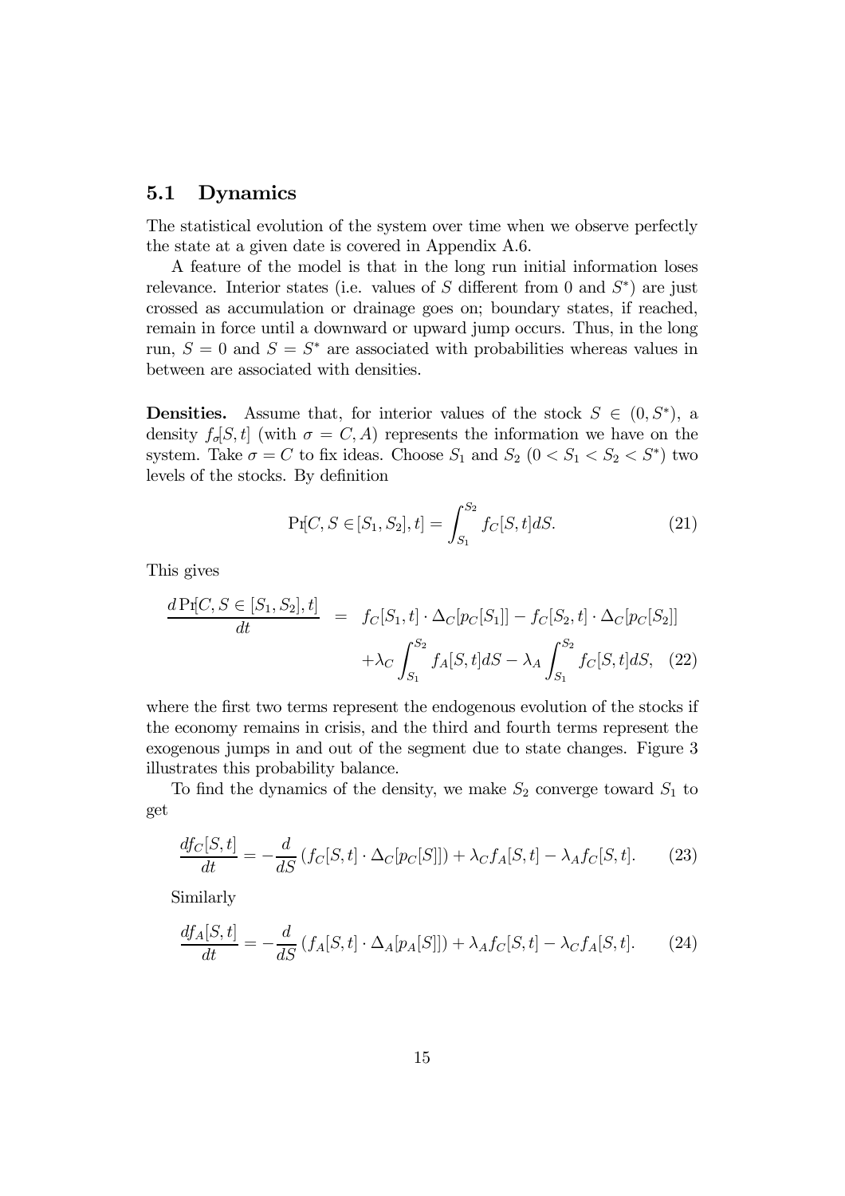### 5.1 Dynamics

The statistical evolution of the system over time when we observe perfectly the state at a given date is covered in Appendix A.6.

A feature of the model is that in the long run initial information loses relevance. Interior states (i.e. values of $S$ different from 0 and $S^*$) are just crossed as accumulation or drainage goes on; boundary states, if reached, remain in force until a downward or upward jump occurs. Thus, in the long run, $S = 0$ and $S = S^*$ are associated with probabilities whereas values in between are associated with densities.

**Densities.** Assume that, for interior values of the stock $S \in (0, S^*)$, a density $f_\sigma[S, t]$ (with $\sigma = C, A$) represents the information we have on the system. Take $\sigma = C$ to fix ideas. Choose $S_1$ and $S_2$ ($0 < S_1 < S_2 < S^*$) two levels of the stocks. By definition

$$\Pr[C, S \in [S_1, S_2], t] = \int_{S_1}^{S_2} f_C[S, t] dS. \tag{21}$$

This gives

$$\begin{aligned} \frac{d \Pr[C, S \in [S_1, S_2], t]}{dt} &= f_C[S_1, t] \cdot \Delta_C[p_C[S_1]] - f_C[S_2, t] \cdot \Delta_C[p_C[S_2]] \\ &\quad + \lambda_C \int_{S_1}^{S_2} f_A[S, t] dS - \lambda_A \int_{S_1}^{S_2} f_C[S, t] dS, \end{aligned} \tag{22}$$

where the first two terms represent the endogenous evolution of the stocks if the economy remains in crisis, and the third and fourth terms represent the exogenous jumps in and out of the segment due to state changes. Figure 3 illustrates this probability balance.

To find the dynamics of the density, we make $S_2$ converge toward $S_1$ to get

$$\frac{df_C[S, t]}{dt} = -\frac{d}{dS} \left( f_C[S, t] \cdot \Delta_C[p_C[S]] \right) + \lambda_C f_A[S, t] - \lambda_A f_C[S, t]. \tag{23}$$

Similarly

$$\frac{df_A[S, t]}{dt} = -\frac{d}{dS} \left( f_A[S, t] \cdot \Delta_A[p_A[S]] \right) + \lambda_A f_C[S, t] - \lambda_C f_A[S, t]. \tag{24}$$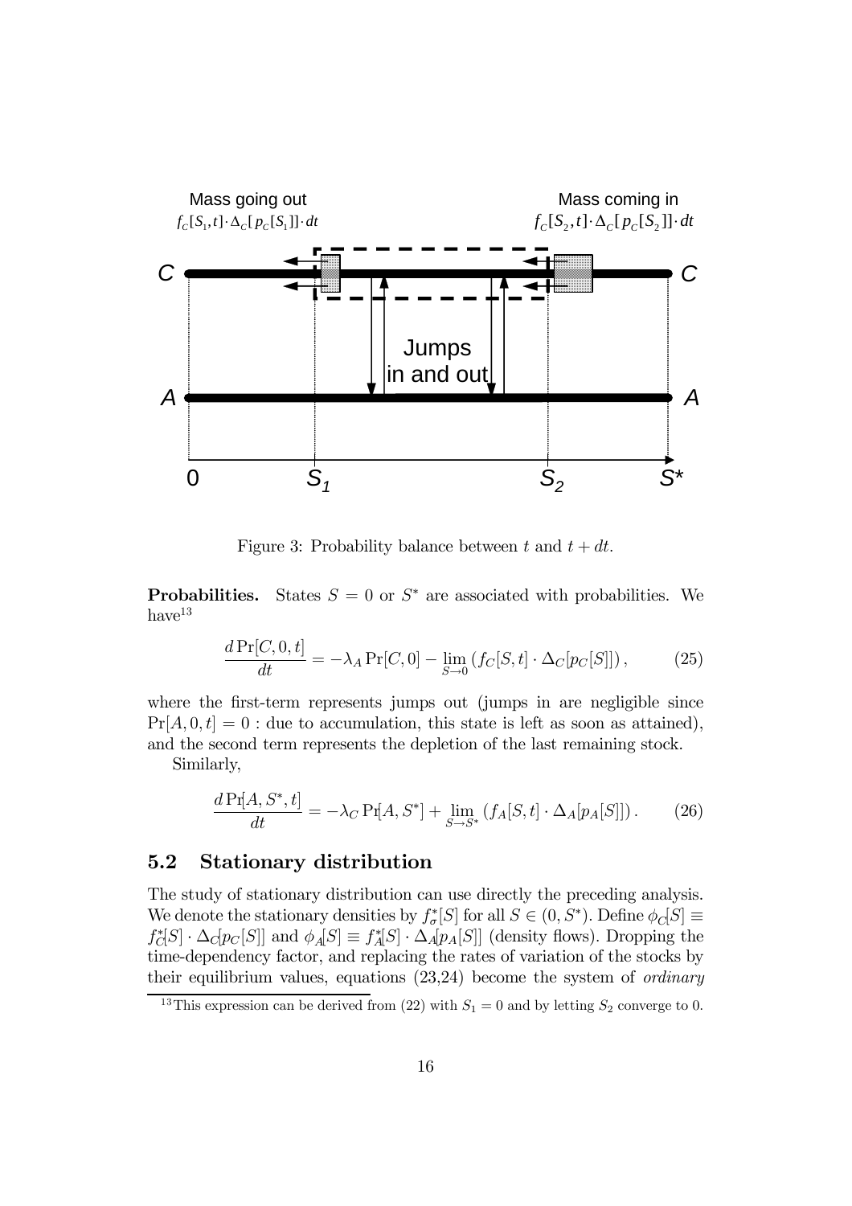Figure 3: Probability balance between $t$ and $t + dt$.

**Probabilities.** States $S = 0$ or $S^*$ are associated with probabilities. We have[13]

$$\frac{d \Pr[C, 0, t]}{dt} = -\lambda_A \Pr[C, 0] - \lim_{S \to 0} \left( f_C[S, t] \cdot \Delta_C[p_C[S]] \right), \tag{25}$$

where the first-term represents jumps out (jumps in are negligible since $\Pr[A, 0, t] = 0$ : due to accumulation, this state is left as soon as attained), and the second term represents the depletion of the last remaining stock.

Similarly,

$$\frac{d \Pr[A, S^*, t]}{dt} = -\lambda_C \Pr[A, S^*] + \lim_{S \to S^*} \left( f_A[S, t] \cdot \Delta_A[p_A[S]] \right). \tag{26}$$

## 5.2 Stationary distribution

The study of stationary distribution can use directly the preceding analysis. We denote the stationary densities by $f_\sigma^*[S]$ for all $S \in (0, S^*)$. Define $\phi_C[S] \equiv f_C^*[S] \cdot \Delta_C[p_C[S]]$ and $\phi_A[S] \equiv f_A^*[S] \cdot \Delta_A[p_A[S]]$ (density flows). Dropping the time-dependency factor, and replacing the rates of variation of the stocks by their equilibrium values, equations (23,24) become the system of *ordinary*

[13] This expression can be derived from (22) with $S_1 = 0$ and by letting $S_2$ converge to 0.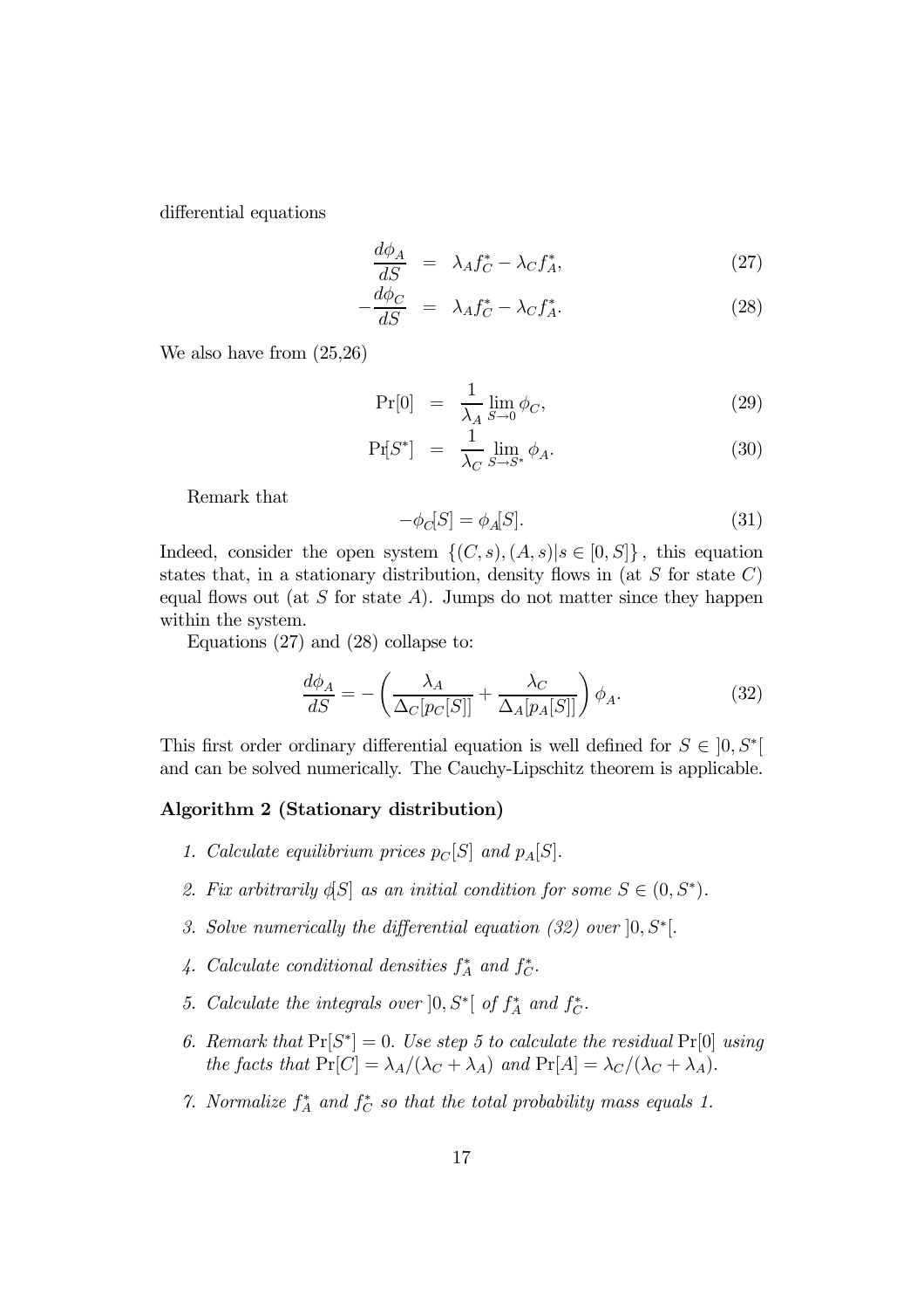differential equations

$$\frac{d\phi_A}{dS} = \lambda_A f_C^* - \lambda_C f_A^*, \tag{27}$$

$$-\frac{d\phi_C}{dS} = \lambda_A f_C^* - \lambda_C f_A^*. \tag{28}$$

We also have from (25,26)

$$\Pr[0] = \frac{1}{\lambda_A} \lim_{S \to 0} \phi_C, \tag{29}$$

$$\Pr[S^*] = \frac{1}{\lambda_C} \lim_{S \to S^*} \phi_A. \tag{30}$$

Remark that

$$-\phi_C[S] = \phi_A[S]. \tag{31}$$

Indeed, consider the open system $\{(C,s),(A,s)|s \in [0,S]\}$, this equation states that, in a stationary distribution, density flows in (at $S$ for state $C$) equal flows out (at $S$ for state $A$). Jumps do not matter since they happen within the system.

Equations (27) and (28) collapse to:

$$\frac{d\phi_A}{dS} = -\left(\frac{\lambda_A}{\Delta_C[p_C[S]]} + \frac{\lambda_C}{\Delta_A[p_A[S]]}\right)\phi_A. \tag{32}$$

This first order ordinary differential equation is well defined for $S \in ]0, S^*[$ and can be solved numerically. The Cauchy-Lipschitz theorem is applicable.

**Algorithm 2 (Stationary distribution)**

1. *Calculate equilibrium prices $p_C[S]$ and $p_A[S]$.*
2. *Fix arbitrarily $\phi[S]$ as an initial condition for some $S \in (0, S^*)$.*
3. *Solve numerically the differential equation (32) over $]0, S^*[$.*
4. *Calculate conditional densities $f_A^*$ and $f_C^*$.*
5. *Calculate the integrals over $]0, S^*[$ of $f_A^*$ and $f_C^*$.*
6. *Remark that $\Pr[S^*] = 0$. Use step 5 to calculate the residual $\Pr[0]$ using the facts that $\Pr[C] = \lambda_A/(\lambda_C + \lambda_A)$ and $\Pr[A] = \lambda_C/(\lambda_C + \lambda_A)$.*
7. *Normalize $f_A^*$ and $f_C^*$ so that the total probability mass equals 1.*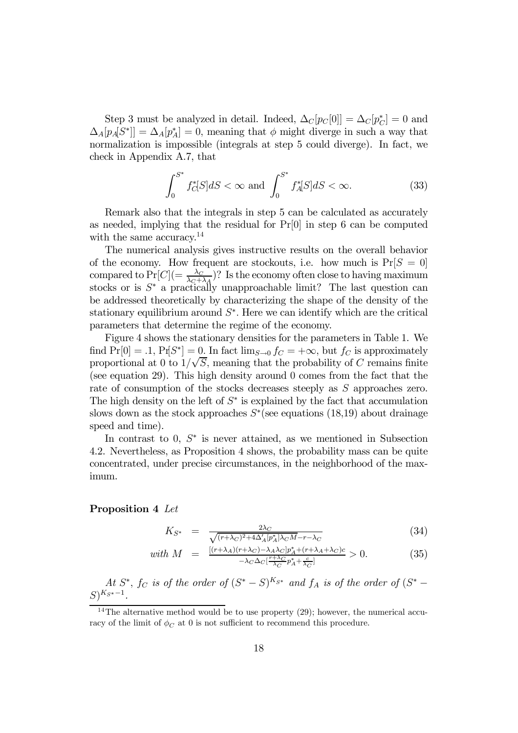Step 3 must be analyzed in detail. Indeed, $\Delta_C[p_C[0]] = \Delta_C[p_C^*] = 0$ and $\Delta_A[p_A[S^*]] = \Delta_A[p_A^*] = 0$, meaning that $\phi$ might diverge in such a way that normalization is impossible (integrals at step 5 could diverge). In fact, we check in Appendix A.7, that

$$\int_0^{S^*} f_C^*[S]dS < \infty \text{ and } \int_0^{S^*} f_A^*[S]dS < \infty. \tag{33}$$

Remark also that the integrals in step 5 can be calculated as accurately as needed, implying that the residual for Pr[0] in step 6 can be computed with the same accuracy.[14]

The numerical analysis gives instructive results on the overall behavior of the economy. How frequent are stockouts, i.e. how much is $\Pr[S = 0]$ compared to $\Pr[C](= \frac{\lambda_C}{\lambda_C+\lambda_A})$? Is the economy often close to having maximum stocks or is $S^*$ a practically unapproachable limit? The last question can be addressed theoretically by characterizing the shape of the density of the stationary equilibrium around $S^*$. Here we can identify which are the critical parameters that determine the regime of the economy.

Figure 4 shows the stationary densities for the parameters in Table 1. We find $\Pr[0] = .1$, $\Pr[S^*] = 0$. In fact $\lim_{S\to 0} f_C = +\infty$, but $f_C$ is approximately proportional at 0 to $1/\sqrt{S}$, meaning that the probability of $C$ remains finite (see equation 29). This high density around 0 comes from the fact that the rate of consumption of the stocks decreases steeply as $S$ approaches zero. The high density on the left of $S^*$ is explained by the fact that accumulation slows down as the stock approaches $S^*$(see equations (18,19) about drainage speed and time).

In contrast to 0, $S^*$ is never attained, as we mentioned in Subsection 4.2. Nevertheless, as Proposition 4 shows, the probability mass can be quite concentrated, under precise circumstances, in the neighborhood of the maximum.

**Proposition 4** *Let*

$$K_{S^*} = \frac{2\lambda_C}{\sqrt{(r+\lambda_C)^2+4\Delta_A'[p_A^*]\lambda_C M}-r-\lambda_C} \tag{34}$$

$$\textit{with } M = \frac{[(r+\lambda_A)(r+\lambda_C)-\lambda_A\lambda_C]p_A^*+(r+\lambda_A+\lambda_C)c}{-\lambda_C\Delta_C[\frac{r+\lambda_C}{\lambda_C}p_A^*+\frac{c}{\lambda_C}]} > 0. \tag{35}$$

*At $S^*$, $f_C$ is of the order of $(S^*-S)^{K_{S^*}}$ and $f_A$ is of the order of $(S^*-S)^{K_{S^*}-1}$.*

[14] The alternative method would be to use property (29); however, the numerical accuracy of the limit of $\phi_C$ at 0 is not sufficient to recommend this procedure.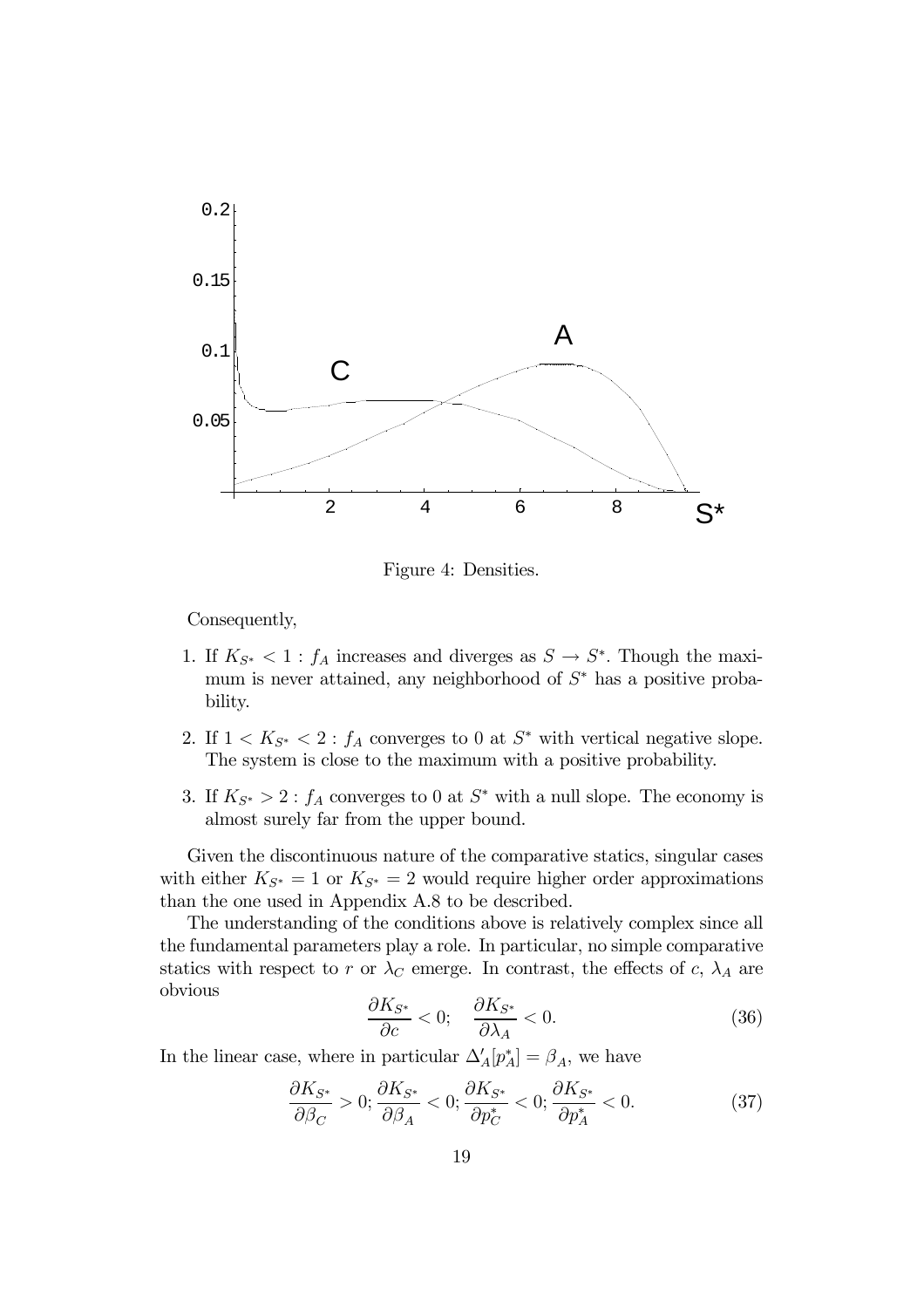Figure 4: Densities.

Consequently,

1. If $K_{S^*} < 1$ : $f_A$ increases and diverges as $S \to S^*$. Though the maximum is never attained, any neighborhood of $S^*$ has a positive probability.

2. If $1 < K_{S^*} < 2$ : $f_A$ converges to 0 at $S^*$ with vertical negative slope. The system is close to the maximum with a positive probability.

3. If $K_{S^*} > 2$ : $f_A$ converges to 0 at $S^*$ with a null slope. The economy is almost surely far from the upper bound.

Given the discontinuous nature of the comparative statics, singular cases with either $K_{S^*} = 1$ or $K_{S^*} = 2$ would require higher order approximations than the one used in Appendix A.8 to be described.

The understanding of the conditions above is relatively complex since all the fundamental parameters play a role. In particular, no simple comparative statics with respect to $r$ or $\lambda_C$ emerge. In contrast, the effects of $c$, $\lambda_A$ are obvious

$$\frac{\partial K_{S^*}}{\partial c} < 0; \quad \frac{\partial K_{S^*}}{\partial \lambda_A} < 0. \tag{36}$$

In the linear case, where in particular $\Delta'_A[p^*_A] = \beta_A$, we have

$$\frac{\partial K_{S^*}}{\partial \beta_C} > 0; \frac{\partial K_{S^*}}{\partial \beta_A} < 0; \frac{\partial K_{S^*}}{\partial p^*_C} < 0; \frac{\partial K_{S^*}}{\partial p^*_A} < 0. \tag{37}$$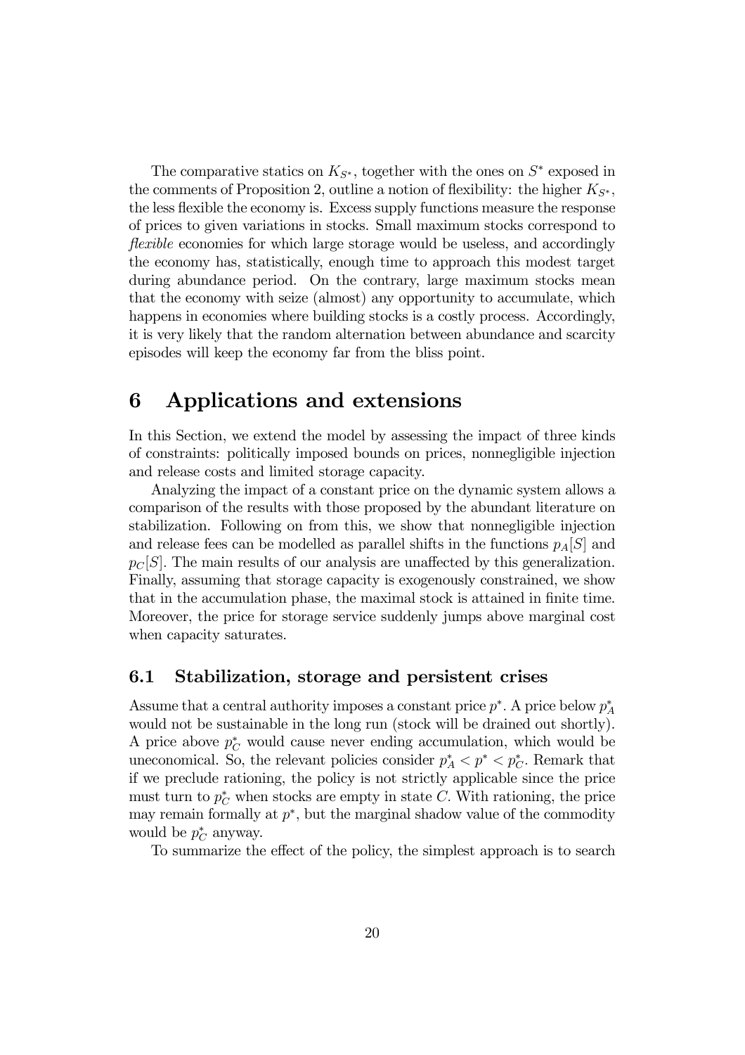The comparative statics on $K_{S^*}$, together with the ones on $S^*$ exposed in the comments of Proposition 2, outline a notion of flexibility: the higher $K_{S^*}$, the less flexible the economy is. Excess supply functions measure the response of prices to given variations in stocks. Small maximum stocks correspond to *flexible* economies for which large storage would be useless, and accordingly the economy has, statistically, enough time to approach this modest target during abundance period. On the contrary, large maximum stocks mean that the economy with seize (almost) any opportunity to accumulate, which happens in economies where building stocks is a costly process. Accordingly, it is very likely that the random alternation between abundance and scarcity episodes will keep the economy far from the bliss point.

# 6 Applications and extensions

In this Section, we extend the model by assessing the impact of three kinds of constraints: politically imposed bounds on prices, nonnegligible injection and release costs and limited storage capacity.

Analyzing the impact of a constant price on the dynamic system allows a comparison of the results with those proposed by the abundant literature on stabilization. Following on from this, we show that nonnegligible injection and release fees can be modelled as parallel shifts in the functions $p_A[S]$ and $p_C[S]$. The main results of our analysis are unaffected by this generalization. Finally, assuming that storage capacity is exogenously constrained, we show that in the accumulation phase, the maximal stock is attained in finite time. Moreover, the price for storage service suddenly jumps above marginal cost when capacity saturates.

## 6.1 Stabilization, storage and persistent crises

Assume that a central authority imposes a constant price $p^*$. A price below $p_A^*$ would not be sustainable in the long run (stock will be drained out shortly). A price above $p_C^*$ would cause never ending accumulation, which would be uneconomical. So, the relevant policies consider $p_A^* < p^* < p_C^*$. Remark that if we preclude rationing, the policy is not strictly applicable since the price must turn to $p_C^*$ when stocks are empty in state $C$. With rationing, the price may remain formally at $p^*$, but the marginal shadow value of the commodity would be $p_C^*$ anyway.

To summarize the effect of the policy, the simplest approach is to search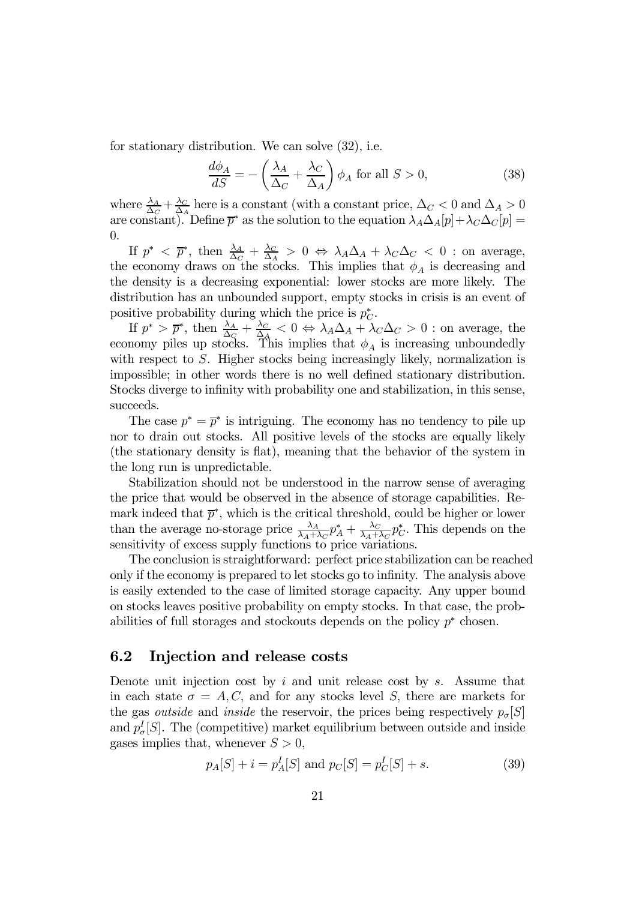for stationary distribution. We can solve (32), i.e.

$$\frac{d\phi_A}{dS} = -\left(\frac{\lambda_A}{\Delta_C} + \frac{\lambda_C}{\Delta_A}\right)\phi_A \text{ for all } S > 0, \tag{38}$$

where $\frac{\lambda_A}{\Delta_C} + \frac{\lambda_C}{\Delta_A}$ here is a constant (with a constant price, $\Delta_C < 0$ and $\Delta_A > 0$ are constant). Define $\overline{p}^*$ as the solution to the equation $\lambda_A \Delta_A[p] + \lambda_C \Delta_C[p] = 0$.

If $p^* < \overline{p}^*$, then $\frac{\lambda_A}{\Delta_C} + \frac{\lambda_C}{\Delta_A} > 0 \Leftrightarrow \lambda_A \Delta_A + \lambda_C \Delta_C < 0$ : on average, the economy draws on the stocks. This implies that $\phi_A$ is decreasing and the density is a decreasing exponential: lower stocks are more likely. The distribution has an unbounded support, empty stocks in crisis is an event of positive probability during which the price is $p_C^*$.

If $p^* > \overline{p}^*$, then $\frac{\lambda_A}{\Delta_C} + \frac{\lambda_C}{\Delta_A} < 0 \Leftrightarrow \lambda_A \Delta_A + \lambda_C \Delta_C > 0$ : on average, the economy piles up stocks. This implies that $\phi_A$ is increasing unboundedly with respect to $S$. Higher stocks being increasingly likely, normalization is impossible; in other words there is no well defined stationary distribution. Stocks diverge to infinity with probability one and stabilization, in this sense, succeeds.

The case $p^* = \overline{p}^*$ is intriguing. The economy has no tendency to pile up nor to drain out stocks. All positive levels of the stocks are equally likely (the stationary density is flat), meaning that the behavior of the system in the long run is unpredictable.

Stabilization should not be understood in the narrow sense of averaging the price that would be observed in the absence of storage capabilities. Remark indeed that $\overline{p}^*$, which is the critical threshold, could be higher or lower than the average no-storage price $\frac{\lambda_A}{\lambda_A+\lambda_C}p_A^* + \frac{\lambda_C}{\lambda_A+\lambda_C}p_C^*$. This depends on the sensitivity of excess supply functions to price variations.

The conclusion is straightforward: perfect price stabilization can be reached only if the economy is prepared to let stocks go to infinity. The analysis above is easily extended to the case of limited storage capacity. Any upper bound on stocks leaves positive probability on empty stocks. In that case, the probabilities of full storages and stockouts depends on the policy $p^*$ chosen.

## 6.2 Injection and release costs

Denote unit injection cost by $i$ and unit release cost by $s$. Assume that in each state $\sigma = A, C$, and for any stocks level $S$, there are markets for the gas *outside* and *inside* the reservoir, the prices being respectively $p_\sigma[S]$ and $p_\sigma^I[S]$. The (competitive) market equilibrium between outside and inside gases implies that, whenever $S > 0$,

$$p_A[S] + i = p_A^I[S] \text{ and } p_C[S] = p_C^I[S] + s. \tag{39}$$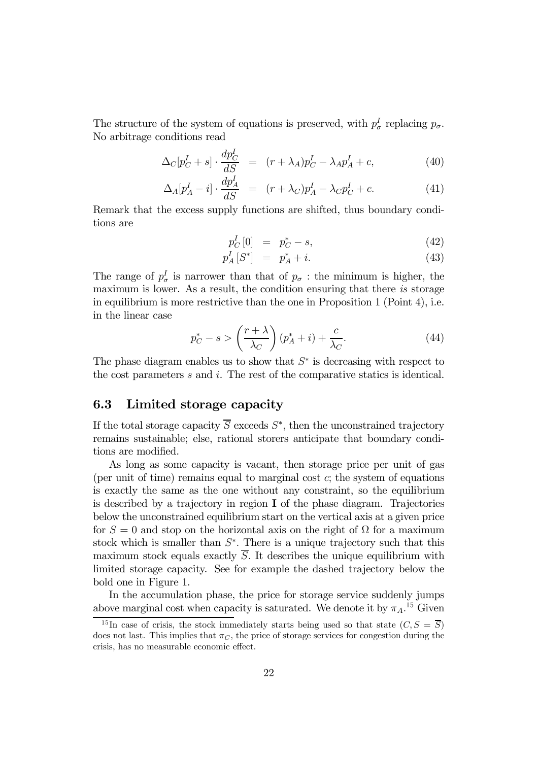The structure of the system of equations is preserved, with $p_\sigma^I$ replacing $p_\sigma$. No arbitrage conditions read

$$\Delta_C[p_C^I + s] \cdot \frac{dp_C^I}{dS} = (r + \lambda_A)p_C^I - \lambda_A p_A^I + c, \tag{40}$$

$$\Delta_A[p_A^I - i] \cdot \frac{dp_A^I}{dS} = (r + \lambda_C)p_A^I - \lambda_C p_C^I + c. \tag{41}$$

Remark that the excess supply functions are shifted, thus boundary conditions are

$$p_C^I[0] = p_C^* - s, \tag{42}$$

$$p_A^I[S^*] = p_A^* + i. \tag{43}$$

The range of $p_\sigma^I$ is narrower than that of $p_\sigma$ : the minimum is higher, the maximum is lower. As a result, the condition ensuring that there *is* storage in equilibrium is more restrictive than the one in Proposition 1 (Point 4), i.e. in the linear case

$$p_C^* - s > \left(\frac{r + \lambda}{\lambda_C}\right)(p_A^* + i) + \frac{c}{\lambda_C}. \tag{44}$$

The phase diagram enables us to show that $S^*$ is decreasing with respect to the cost parameters $s$ and $i$. The rest of the comparative statics is identical.

## 6.3 Limited storage capacity

If the total storage capacity $\overline{S}$ exceeds $S^*$, then the unconstrained trajectory remains sustainable; else, rational storers anticipate that boundary conditions are modified.

As long as some capacity is vacant, then storage price per unit of gas (per unit of time) remains equal to marginal cost $c$; the system of equations is exactly the same as the one without any constraint, so the equilibrium is described by a trajectory in region **I** of the phase diagram. Trajectories below the unconstrained equilibrium start on the vertical axis at a given price for $S = 0$ and stop on the horizontal axis on the right of $\Omega$ for a maximum stock which is smaller than $S^*$. There is a unique trajectory such that this maximum stock equals exactly $\overline{S}$. It describes the unique equilibrium with limited storage capacity. See for example the dashed trajectory below the bold one in Figure 1.

In the accumulation phase, the price for storage service suddenly jumps above marginal cost when capacity is saturated. We denote it by $\pi_A$.[15] Given

[15] In case of crisis, the stock immediately starts being used so that state $(C, S = \overline{S})$ does not last. This implies that $\pi_C$, the price of storage services for congestion during the crisis, has no measurable economic effect.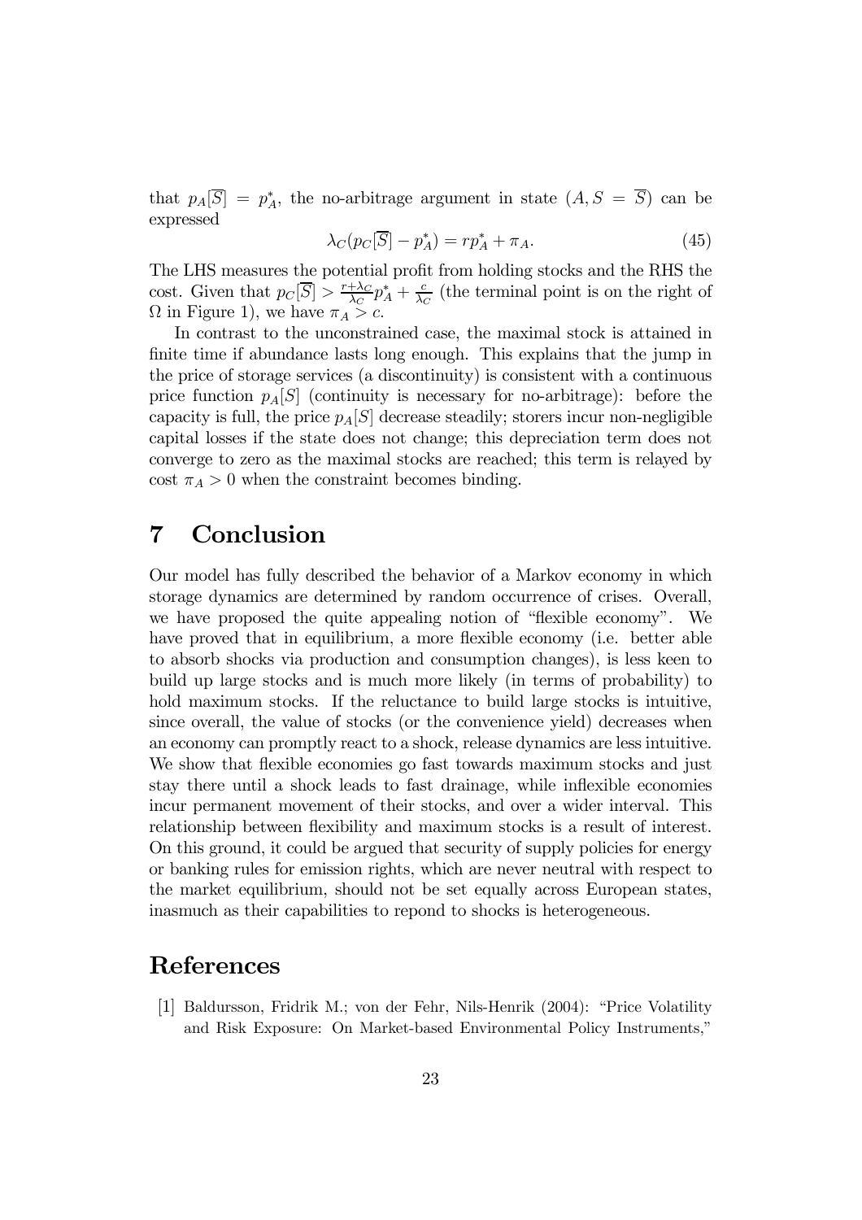that $p_A[\overline{S}] = p_A^*$, the no-arbitrage argument in state $(A, S = \overline{S})$ can be expressed

$$\lambda_C(p_C[\overline{S}] - p_A^*) = rp_A^* + \pi_A. \tag{45}$$

The LHS measures the potential profit from holding stocks and the RHS the cost. Given that $p_C[\overline{S}] > \frac{r+\lambda_C}{\lambda_C}p_A^* + \frac{c}{\lambda_C}$ (the terminal point is on the right of $\Omega$ in Figure 1), we have $\pi_A > c$.

In contrast to the unconstrained case, the maximal stock is attained in finite time if abundance lasts long enough. This explains that the jump in the price of storage services (a discontinuity) is consistent with a continuous price function $p_A[S]$ (continuity is necessary for no-arbitrage): before the capacity is full, the price $p_A[S]$ decrease steadily; storers incur non-negligible capital losses if the state does not change; this depreciation term does not converge to zero as the maximal stocks are reached; this term is relayed by cost $\pi_A > 0$ when the constraint becomes binding.

# 7 Conclusion

Our model has fully described the behavior of a Markov economy in which storage dynamics are determined by random occurrence of crises. Overall, we have proposed the quite appealing notion of "flexible economy". We have proved that in equilibrium, a more flexible economy (i.e. better able to absorb shocks via production and consumption changes), is less keen to build up large stocks and is much more likely (in terms of probability) to hold maximum stocks. If the reluctance to build large stocks is intuitive, since overall, the value of stocks (or the convenience yield) decreases when an economy can promptly react to a shock, release dynamics are less intuitive. We show that flexible economies go fast towards maximum stocks and just stay there until a shock leads to fast drainage, while inflexible economies incur permanent movement of their stocks, and over a wider interval. This relationship between flexibility and maximum stocks is a result of interest. On this ground, it could be argued that security of supply policies for energy or banking rules for emission rights, which are never neutral with respect to the market equilibrium, should not be set equally across European states, inasmuch as their capabilities to repond to shocks is heterogeneous.

# References

[1] Baldursson, Fridrik M.; von der Fehr, Nils-Henrik (2004): "Price Volatility and Risk Exposure: On Market-based Environmental Policy Instruments,"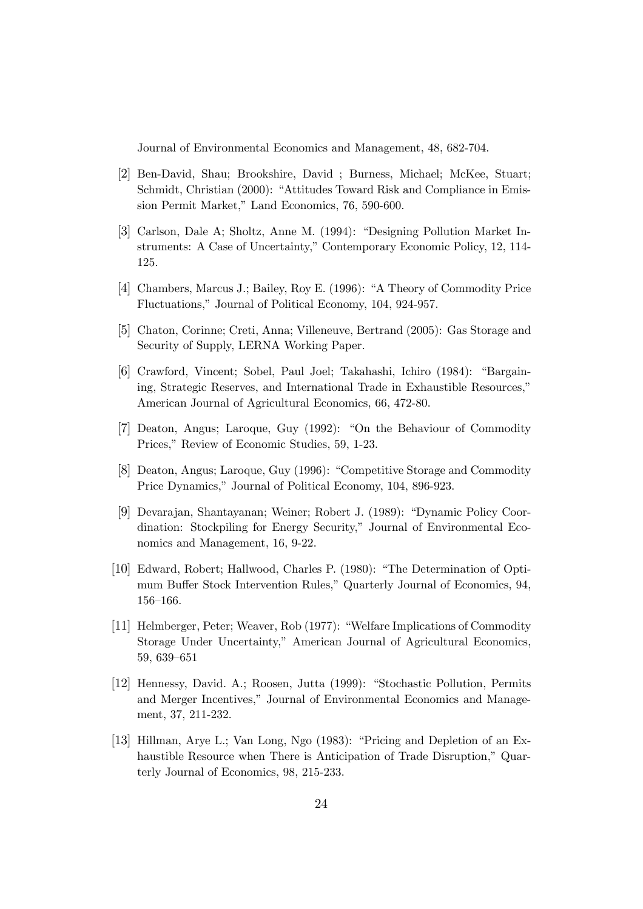Journal of Environmental Economics and Management, 48, 682-704.

[2] Ben-David, Shau; Brookshire, David ; Burness, Michael; McKee, Stuart; Schmidt, Christian (2000): "Attitudes Toward Risk and Compliance in Emission Permit Market," Land Economics, 76, 590-600.

[3] Carlson, Dale A; Sholtz, Anne M. (1994): "Designing Pollution Market Instruments: A Case of Uncertainty," Contemporary Economic Policy, 12, 114-125.

[4] Chambers, Marcus J.; Bailey, Roy E. (1996): "A Theory of Commodity Price Fluctuations," Journal of Political Economy, 104, 924-957.

[5] Chaton, Corinne; Creti, Anna; Villeneuve, Bertrand (2005): Gas Storage and Security of Supply, LERNA Working Paper.

[6] Crawford, Vincent; Sobel, Paul Joel; Takahashi, Ichiro (1984): "Bargaining, Strategic Reserves, and International Trade in Exhaustible Resources," American Journal of Agricultural Economics, 66, 472-80.

[7] Deaton, Angus; Laroque, Guy (1992): "On the Behaviour of Commodity Prices," Review of Economic Studies, 59, 1-23.

[8] Deaton, Angus; Laroque, Guy (1996): "Competitive Storage and Commodity Price Dynamics," Journal of Political Economy, 104, 896-923.

[9] Devarajan, Shantayanan; Weiner; Robert J. (1989): "Dynamic Policy Coordination: Stockpiling for Energy Security," Journal of Environmental Economics and Management, 16, 9-22.

[10] Edward, Robert; Hallwood, Charles P. (1980): "The Determination of Optimum Buffer Stock Intervention Rules," Quarterly Journal of Economics, 94, 156–166.

[11] Helmberger, Peter; Weaver, Rob (1977): "Welfare Implications of Commodity Storage Under Uncertainty," American Journal of Agricultural Economics, 59, 639–651

[12] Hennessy, David. A.; Roosen, Jutta (1999): "Stochastic Pollution, Permits and Merger Incentives," Journal of Environmental Economics and Management, 37, 211-232.

[13] Hillman, Arye L.; Van Long, Ngo (1983): "Pricing and Depletion of an Exhaustible Resource when There is Anticipation of Trade Disruption," Quarterly Journal of Economics, 98, 215-233.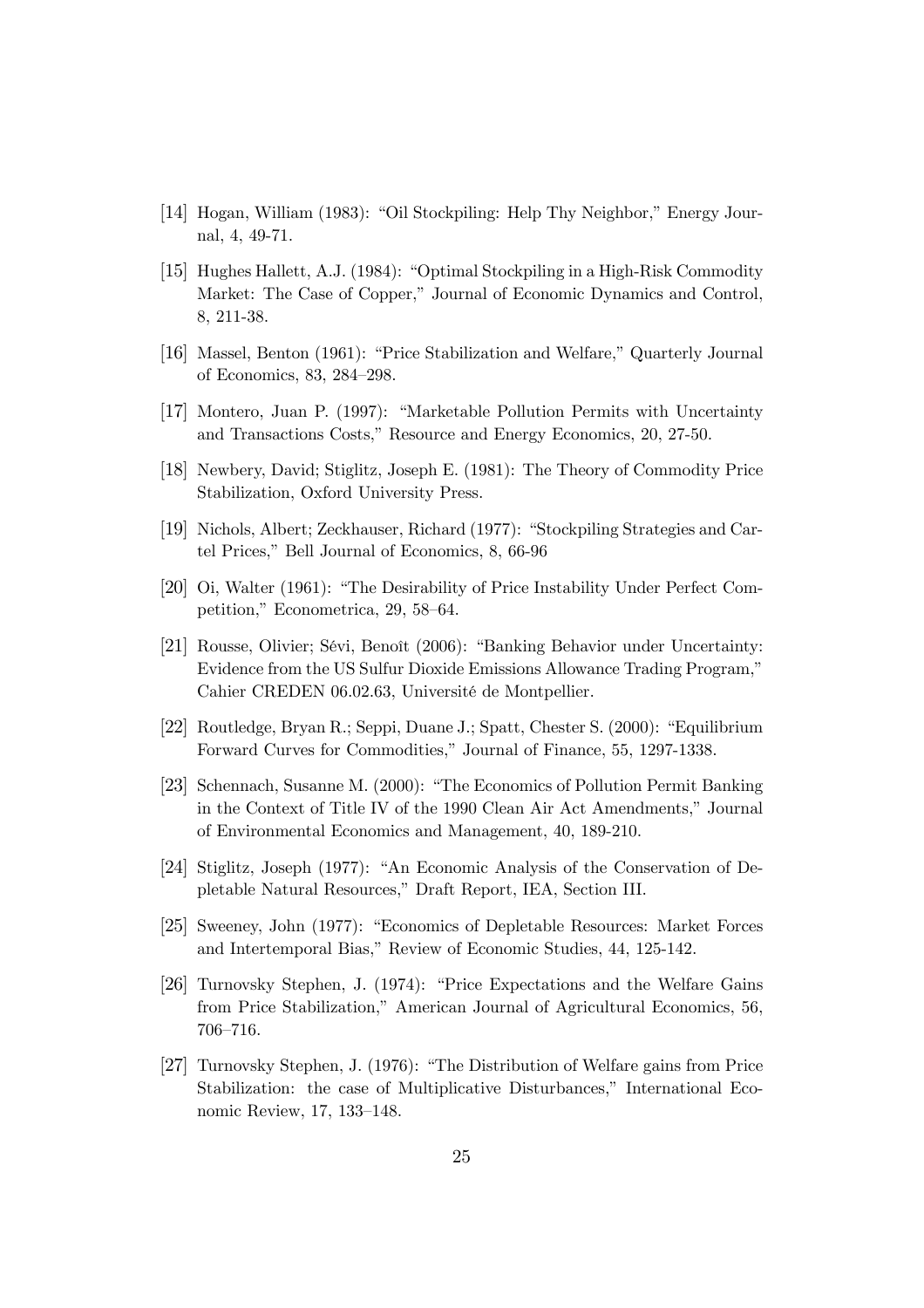[14] Hogan, William (1983): "Oil Stockpiling: Help Thy Neighbor," Energy Journal, 4, 49-71.

[15] Hughes Hallett, A.J. (1984): "Optimal Stockpiling in a High-Risk Commodity Market: The Case of Copper," Journal of Economic Dynamics and Control, 8, 211-38.

[16] Massel, Benton (1961): "Price Stabilization and Welfare," Quarterly Journal of Economics, 83, 284–298.

[17] Montero, Juan P. (1997): "Marketable Pollution Permits with Uncertainty and Transactions Costs," Resource and Energy Economics, 20, 27-50.

[18] Newbery, David; Stiglitz, Joseph E. (1981): The Theory of Commodity Price Stabilization, Oxford University Press.

[19] Nichols, Albert; Zeckhauser, Richard (1977): "Stockpiling Strategies and Cartel Prices," Bell Journal of Economics, 8, 66-96

[20] Oi, Walter (1961): "The Desirability of Price Instability Under Perfect Competition," Econometrica, 29, 58–64.

[21] Rousse, Olivier; Sévi, Benoît (2006): "Banking Behavior under Uncertainty: Evidence from the US Sulfur Dioxide Emissions Allowance Trading Program," Cahier CREDEN 06.02.63, Université de Montpellier.

[22] Routledge, Bryan R.; Seppi, Duane J.; Spatt, Chester S. (2000): "Equilibrium Forward Curves for Commodities," Journal of Finance, 55, 1297-1338.

[23] Schennach, Susanne M. (2000): "The Economics of Pollution Permit Banking in the Context of Title IV of the 1990 Clean Air Act Amendments," Journal of Environmental Economics and Management, 40, 189-210.

[24] Stiglitz, Joseph (1977): "An Economic Analysis of the Conservation of Depletable Natural Resources," Draft Report, IEA, Section III.

[25] Sweeney, John (1977): "Economics of Depletable Resources: Market Forces and Intertemporal Bias," Review of Economic Studies, 44, 125-142.

[26] Turnovsky Stephen, J. (1974): "Price Expectations and the Welfare Gains from Price Stabilization," American Journal of Agricultural Economics, 56, 706–716.

[27] Turnovsky Stephen, J. (1976): "The Distribution of Welfare gains from Price Stabilization: the case of Multiplicative Disturbances," International Economic Review, 17, 133–148.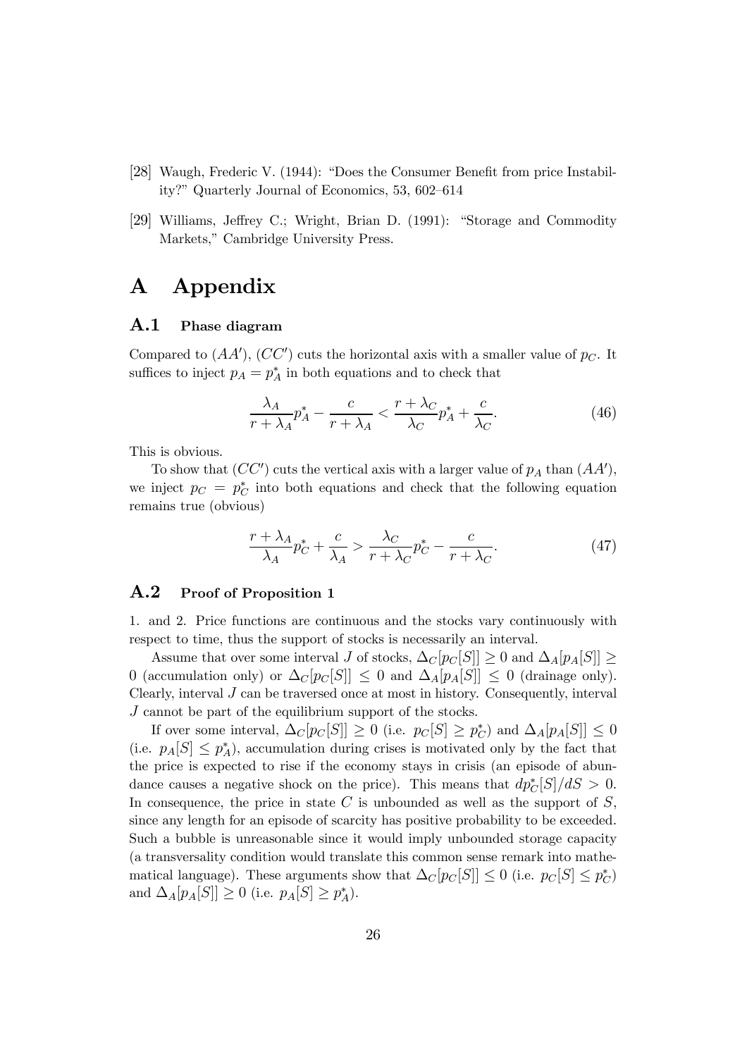[28] Waugh, Frederic V. (1944): "Does the Consumer Benefit from price Instability?" Quarterly Journal of Economics, 53, 602–614

[29] Williams, Jeffrey C.; Wright, Brian D. (1991): "Storage and Commodity Markets," Cambridge University Press.

# A Appendix

## A.1 Phase diagram

Compared to $(AA')$, $(CC')$ cuts the horizontal axis with a smaller value of $p_C$. It suffices to inject $p_A = p_A^*$ in both equations and to check that

$$\frac{\lambda_A}{r+\lambda_A} p_A^* - \frac{c}{r+\lambda_A} < \frac{r+\lambda_C}{\lambda_C} p_A^* + \frac{c}{\lambda_C}. \tag{46}$$

This is obvious.

To show that $(CC')$ cuts the vertical axis with a larger value of $p_A$ than $(AA')$, we inject $p_C = p_C^*$ into both equations and check that the following equation remains true (obvious)

$$\frac{r+\lambda_A}{\lambda_A} p_C^* + \frac{c}{\lambda_A} > \frac{\lambda_C}{r+\lambda_C} p_C^* - \frac{c}{r+\lambda_C}. \tag{47}$$

## A.2 Proof of Proposition 1

1. and 2. Price functions are continuous and the stocks vary continuously with respect to time, thus the support of stocks is necessarily an interval.

Assume that over some interval $J$ of stocks, $\Delta_C[p_C[S]] \geq 0$ and $\Delta_A[p_A[S]] \geq 0$ (accumulation only) or $\Delta_C[p_C[S]] \leq 0$ and $\Delta_A[p_A[S]] \leq 0$ (drainage only). Clearly, interval $J$ can be traversed once at most in history. Consequently, interval $J$ cannot be part of the equilibrium support of the stocks.

If over some interval, $\Delta_C[p_C[S]] \geq 0$ (i.e. $p_C[S] \geq p_C^*$) and $\Delta_A[p_A[S]] \leq 0$ (i.e. $p_A[S] \leq p_A^*$), accumulation during crises is motivated only by the fact that the price is expected to rise if the economy stays in crisis (an episode of abundance causes a negative shock on the price). This means that $dp_C^*[S]/dS > 0$. In consequence, the price in state $C$ is unbounded as well as the support of $S$, since any length for an episode of scarcity has positive probability to be exceeded. Such a bubble is unreasonable since it would imply unbounded storage capacity (a transversality condition would translate this common sense remark into mathematical language). These arguments show that $\Delta_C[p_C[S]] \leq 0$ (i.e. $p_C[S] \leq p_C^*$) and $\Delta_A[p_A[S]] \geq 0$ (i.e. $p_A[S] \geq p_A^*$).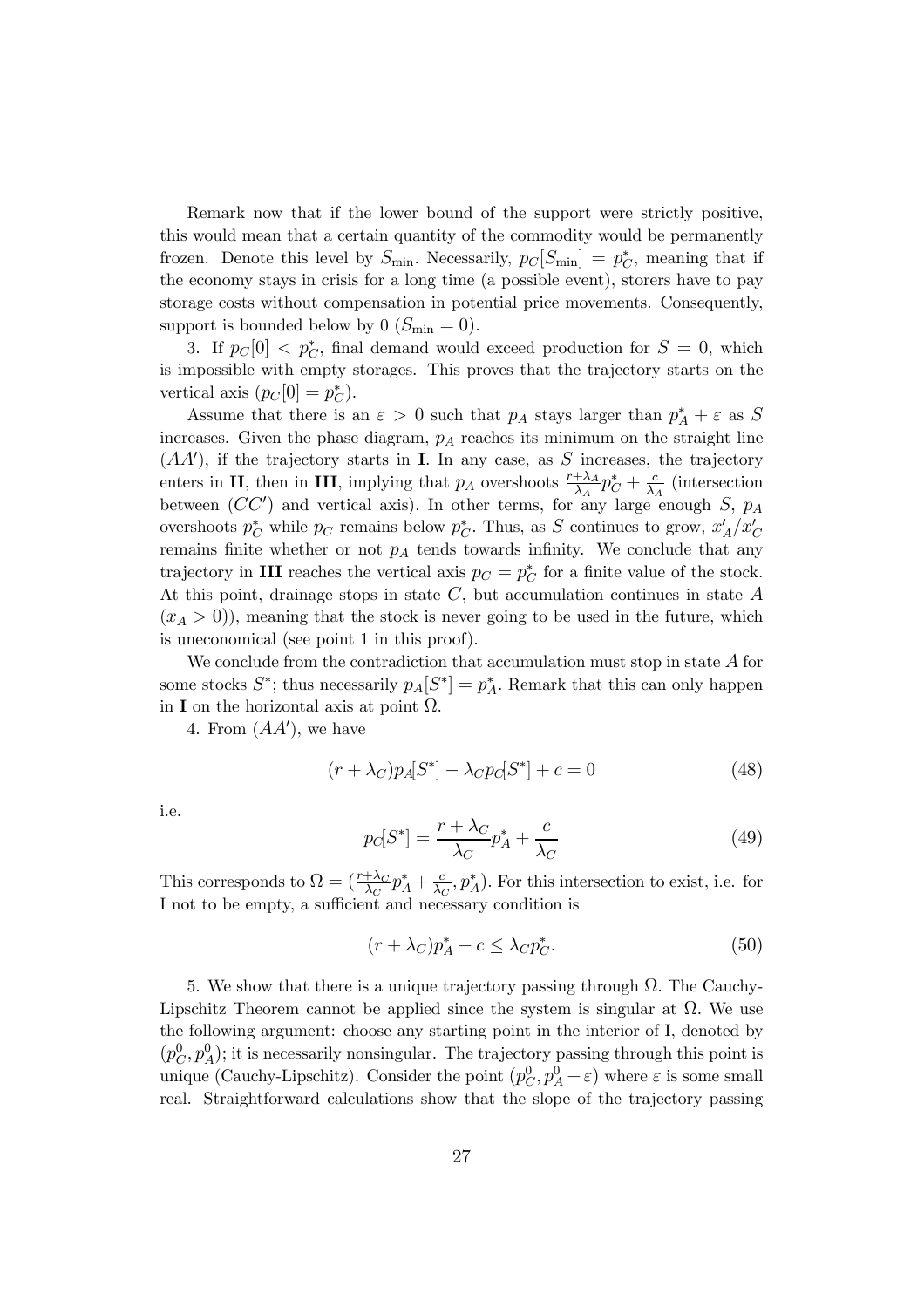Remark now that if the lower bound of the support were strictly positive, this would mean that a certain quantity of the commodity would be permanently frozen. Denote this level by $S_{\min}$. Necessarily, $p_C[S_{\min}] = p_C^*$, meaning that if the economy stays in crisis for a long time (a possible event), storers have to pay storage costs without compensation in potential price movements. Consequently, support is bounded below by 0 ($S_{\min} = 0$).

3. If $p_C[0] < p_C^*$, final demand would exceed production for $S = 0$, which is impossible with empty storages. This proves that the trajectory starts on the vertical axis ($p_C[0] = p_C^*$).

Assume that there is an $\varepsilon > 0$ such that $p_A$ stays larger than $p_A^* + \varepsilon$ as $S$ increases. Given the phase diagram, $p_A$ reaches its minimum on the straight line $(AA')$, if the trajectory starts in **I**. In any case, as $S$ increases, the trajectory enters in **II**, then in **III**, implying that $p_A$ overshoots $\frac{r+\lambda_A}{\lambda_A} p_C^* + \frac{c}{\lambda_A}$ (intersection between $(CC')$ and vertical axis). In other terms, for any large enough $S$, $p_A$ overshoots $p_C^*$ while $p_C$ remains below $p_C^*$. Thus, as $S$ continues to grow, $x'_A / x'_C$ remains finite whether or not $p_A$ tends towards infinity. We conclude that any trajectory in **III** reaches the vertical axis $p_C = p_C^*$ for a finite value of the stock. At this point, drainage stops in state $C$, but accumulation continues in state $A$ ($x_A > 0$)), meaning that the stock is never going to be used in the future, which is uneconomical (see point 1 in this proof).

We conclude from the contradiction that accumulation must stop in state $A$ for some stocks $S^*$; thus necessarily $p_A[S^*] = p_A^*$. Remark that this can only happen in **I** on the horizontal axis at point $\Omega$.

4. From $(AA')$, we have

$$(r + \lambda_C) p_A[S^*] - \lambda_C p_C[S^*] + c = 0 \tag{48}$$

i.e.

$$p_C[S^*] = \frac{r + \lambda_C}{\lambda_C} p_A^* + \frac{c}{\lambda_C} \tag{49}$$

This corresponds to $\Omega = (\frac{r+\lambda_C}{\lambda_C} p_A^* + \frac{c}{\lambda_C}, p_A^*)$. For this intersection to exist, i.e. for I not to be empty, a sufficient and necessary condition is

$$(r + \lambda_C) p_A^* + c \leq \lambda_C p_C^*. \tag{50}$$

5. We show that there is a unique trajectory passing through $\Omega$. The Cauchy-Lipschitz Theorem cannot be applied since the system is singular at $\Omega$. We use the following argument: choose any starting point in the interior of I, denoted by $(p_C^0, p_A^0)$; it is necessarily nonsingular. The trajectory passing through this point is unique (Cauchy-Lipschitz). Consider the point $(p_C^0, p_A^0 + \varepsilon)$ where $\varepsilon$ is some small real. Straightforward calculations show that the slope of the trajectory passing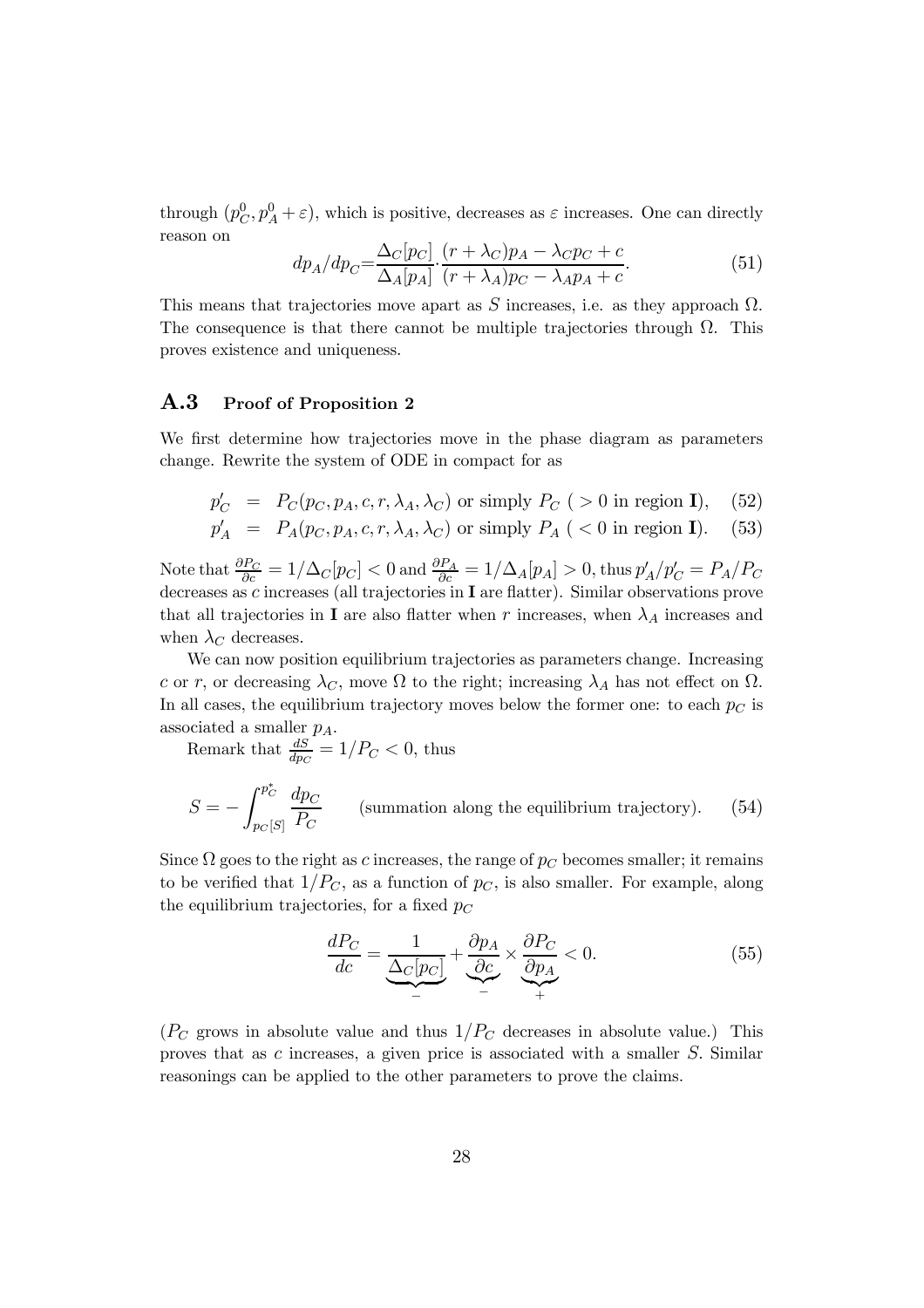through $(p_C^0, p_A^0 + \varepsilon)$, which is positive, decreases as $\varepsilon$ increases. One can directly reason on

$$dp_A/dp_C = \frac{\Delta_C[p_C]}{\Delta_A[p_A]} \cdot \frac{(r+\lambda_C)p_A - \lambda_C p_C + c}{(r+\lambda_A)p_C - \lambda_A p_A + c}. \tag{51}$$

This means that trajectories move apart as $S$ increases, i.e. as they approach $\Omega$. The consequence is that there cannot be multiple trajectories through $\Omega$. This proves existence and uniqueness.

## A.3 Proof of Proposition 2

We first determine how trajectories move in the phase diagram as parameters change. Rewrite the system of ODE in compact for as

$$p_C' = P_C(p_C, p_A, c, r, \lambda_A, \lambda_C) \text{ or simply } P_C \ ( > 0 \text{ in region } \mathbf{I}), \tag{52}$$

$$p_A' = P_A(p_C, p_A, c, r, \lambda_A, \lambda_C) \text{ or simply } P_A \ ( < 0 \text{ in region } \mathbf{I}). \tag{53}$$

Note that $\frac{\partial P_C}{\partial c} = 1/\Delta_C[p_C] < 0$ and $\frac{\partial P_A}{\partial c} = 1/\Delta_A[p_A] > 0$, thus $p_A'/p_C' = P_A/P_C$ decreases as $c$ increases (all trajectories in **I** are flatter). Similar observations prove that all trajectories in **I** are also flatter when $r$ increases, when $\lambda_A$ increases and when $\lambda_C$ decreases.

We can now position equilibrium trajectories as parameters change. Increasing $c$ or $r$, or decreasing $\lambda_C$, move $\Omega$ to the right; increasing $\lambda_A$ has not effect on $\Omega$. In all cases, the equilibrium trajectory moves below the former one: to each $p_C$ is associated a smaller $p_A$.

Remark that $\frac{dS}{dp_C} = 1/P_C < 0$, thus

$$S = -\int_{p_C[S]}^{p_C^*} \frac{dp_C}{P_C} \qquad \text{(summation along the equilibrium trajectory).} \tag{54}$$

Since $\Omega$ goes to the right as $c$ increases, the range of $p_C$ becomes smaller; it remains to be verified that $1/P_C$, as a function of $p_C$, is also smaller. For example, along the equilibrium trajectories, for a fixed $p_C$

$$\frac{dP_C}{dc} = \underbrace{\frac{1}{\Delta_C[p_C]}}_{-} + \underbrace{\frac{\partial p_A}{\partial c}}_{-} \times \underbrace{\frac{\partial P_C}{\partial p_A}}_{+} < 0. \tag{55}$$

($P_C$ grows in absolute value and thus $1/P_C$ decreases in absolute value.) This proves that as $c$ increases, a given price is associated with a smaller $S$. Similar reasonings can be applied to the other parameters to prove the claims.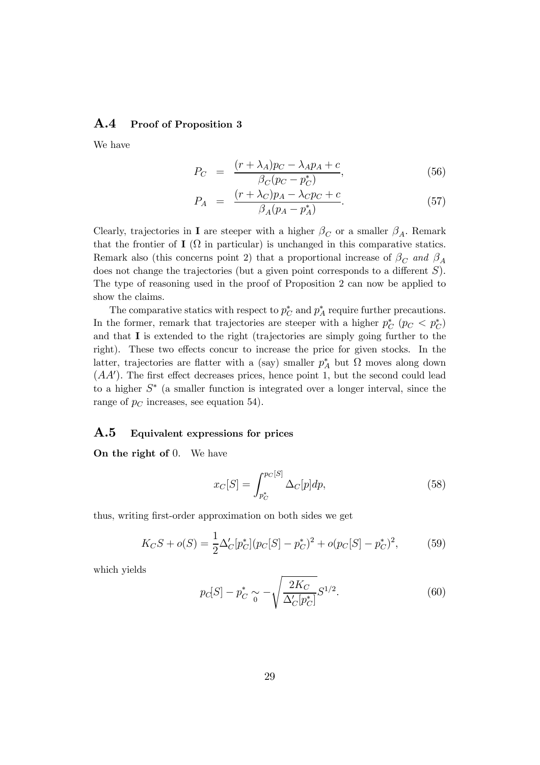## A.4 Proof of Proposition 3

We have

$$
\begin{aligned}
P_C &= \frac{(r+\lambda_A)p_C - \lambda_A p_A + c}{\beta_C(p_C - p_C^*)}, &(56)\\
P_A &= \frac{(r+\lambda_C)p_A - \lambda_C p_C + c}{\beta_A(p_A - p_A^*)}. &(57)
\end{aligned}
$$

Clearly, trajectories in $\mathbf{I}$ are steeper with a higher $\beta_C$ or a smaller $\beta_A$. Remark that the frontier of $\mathbf{I}$ ($\Omega$ in particular) is unchanged in this comparative statics. Remark also (this concerns point 2) that a proportional increase of $\beta_C$ *and* $\beta_A$ does not change the trajectories (but a given point corresponds to a different $S$). The type of reasoning used in the proof of Proposition 2 can now be applied to show the claims.

The comparative statics with respect to $p_C^*$ and $p_A^*$ require further precautions. In the former, remark that trajectories are steeper with a higher $p_C^*$ ($p_C < p_C^*$) and that $\mathbf{I}$ is extended to the right (trajectories are simply going further to the right). These two effects concur to increase the price for given stocks. In the latter, trajectories are flatter with a (say) smaller $p_A^*$ but $\Omega$ moves along down $(AA')$. The first effect decreases prices, hence point 1, but the second could lead to a higher $S^*$ (a smaller function is integrated over a longer interval, since the range of $p_C$ increases, see equation 54).

## A.5 Equivalent expressions for prices

**On the right of** 0. We have

$$
x_C[S] = \int_{p_C^*}^{p_C[S]} \Delta_C[p]dp, \tag{58}
$$

thus, writing first-order approximation on both sides we get

$$
K_C S + o(S) = \frac{1}{2}\Delta_C'[p_C^*](p_C[S] - p_C^*)^2 + o(p_C[S] - p_C^*)^2, \tag{59}
$$

which yields

$$
p_C[S] - p_C^* \underset{0}{\sim} -\sqrt{\frac{2K_C}{\Delta_C'[p_C^*]}}S^{1/2}. \tag{60}
$$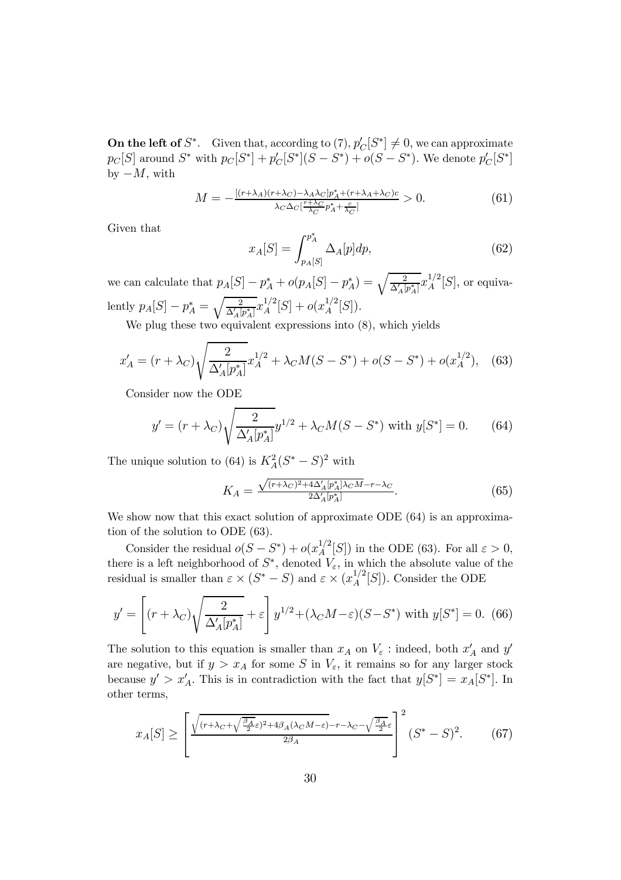**On the left of** $S^*$. Given that, according to (7), $p'_C[S^*] \neq 0$, we can approximate $p_C[S]$ around $S^*$ with $p_C[S^*] + p'_C[S^*](S - S^*) + o(S - S^*)$. We denote $p'_C[S^*]$ by $-M$, with

$$M = -\frac{[(r+\lambda_A)(r+\lambda_C) - \lambda_A\lambda_C]p_A^* + (r+\lambda_A+\lambda_C)c}{\lambda_C \Delta_C[\frac{r+\lambda_C}{\lambda_C}p_A^* + \frac{c}{\lambda_C}]} > 0. \tag{61}$$

Given that

$$x_A[S] = \int_{p_A[S]}^{p_A^*} \Delta_A[p]dp, \tag{62}$$

we can calculate that $p_A[S] - p_A^* + o(p_A[S] - p_A^*) = \sqrt{\frac{2}{\Delta'_A[p_A^*]}} x_A^{1/2}[S]$, or equivalently $p_A[S] - p_A^* = \sqrt{\frac{2}{\Delta'_A[p_A^*]}} x_A^{1/2}[S] + o(x_A^{1/2}[S])$.

We plug these two equivalent expressions into (8), which yields

$$x'_A = (r+\lambda_C)\sqrt{\frac{2}{\Delta'_A[p_A^*]}} x_A^{1/2} + \lambda_C M(S - S^*) + o(S - S^*) + o(x_A^{1/2}), \tag{63}$$

Consider now the ODE

$$y' = (r+\lambda_C)\sqrt{\frac{2}{\Delta'_A[p_A^*]}} y^{1/2} + \lambda_C M(S - S^*) \text{ with } y[S^*] = 0. \tag{64}$$

The unique solution to (64) is $K_A^2(S^* - S)^2$ with

$$K_A = \frac{\sqrt{(r+\lambda_C)^2 + 4\Delta'_A[p_A^*]\lambda_C M} - r - \lambda_C}{2\Delta'_A[p_A^*]}. \tag{65}$$

We show now that this exact solution of approximate ODE (64) is an approximation of the solution to ODE (63).

Consider the residual $o(S - S^*) + o(x_A^{1/2}[S])$ in the ODE (63). For all $\varepsilon > 0$, there is a left neighborhood of $S^*$, denoted $V_\varepsilon$, in which the absolute value of the residual is smaller than $\varepsilon \times (S^* - S)$ and $\varepsilon \times (x_A^{1/2}[S])$. Consider the ODE

$$y' = \left[(r+\lambda_C)\sqrt{\frac{2}{\Delta'_A[p_A^*]}} + \varepsilon\right] y^{1/2} + (\lambda_C M - \varepsilon)(S - S^*) \text{ with } y[S^*] = 0. \tag{66}$$

The solution to this equation is smaller than $x_A$ on $V_\varepsilon$ : indeed, both $x'_A$ and $y'$ are negative, but if $y > x_A$ for some $S$ in $V_\varepsilon$, it remains so for any larger stock because $y' > x'_A$. This is in contradiction with the fact that $y[S^*] = x_A[S^*]$. In other terms,

$$x_A[S] \geq \left[\frac{\sqrt{(r+\lambda_C+\sqrt{\frac{\beta_A}{2}}\varepsilon)^2 + 4\beta_A(\lambda_C M - \varepsilon)} - r - \lambda_C - \sqrt{\frac{\beta_A}{2}}\varepsilon}{2\beta_A}\right]^2 (S^* - S)^2. \tag{67}$$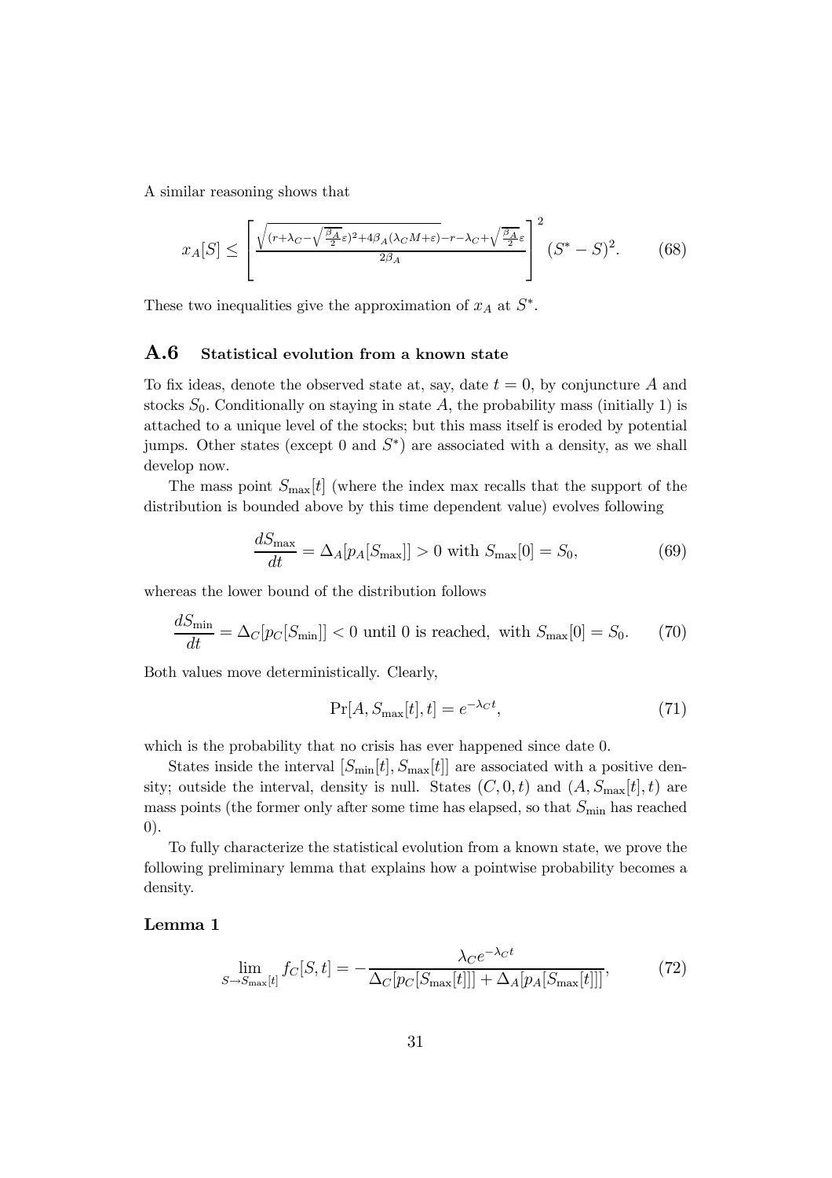A similar reasoning shows that

$$x_A[S] \leq \left[ \frac{\sqrt{(r+\lambda_C-\sqrt{\frac{\beta_A}{2}}\varepsilon)^2+4\beta_A(\lambda_C M+\varepsilon)}-r-\lambda_C+\sqrt{\frac{\beta_A}{2}}\varepsilon}{2\beta_A} \right]^2 (S^* - S)^2. \tag{68}$$

These two inequalities give the approximation of $x_A$ at $S^*$.

## A.6 Statistical evolution from a known state

To fix ideas, denote the observed state at, say, date $t = 0$, by conjuncture $A$ and stocks $S_0$. Conditionally on staying in state $A$, the probability mass (initially 1) is attached to a unique level of the stocks; but this mass itself is eroded by potential jumps. Other states (except 0 and $S^*$) are associated with a density, as we shall develop now.

The mass point $S_{\max}[t]$ (where the index max recalls that the support of the distribution is bounded above by this time dependent value) evolves following

$$\frac{dS_{\max}}{dt} = \Delta_A[p_A[S_{\max}]] > 0 \text{ with } S_{\max}[0] = S_0, \tag{69}$$

whereas the lower bound of the distribution follows

$$\frac{dS_{\min}}{dt} = \Delta_C[p_C[S_{\min}]] < 0 \text{ until 0 is reached, with } S_{\max}[0] = S_0. \tag{70}$$

Both values move deterministically. Clearly,

$$\Pr[A, S_{\max}[t], t] = e^{-\lambda_C t}, \tag{71}$$

which is the probability that no crisis has ever happened since date 0.

States inside the interval $[S_{\min}[t], S_{\max}[t]]$ are associated with a positive density; outside the interval, density is null. States $(C, 0, t)$ and $(A, S_{\max}[t], t)$ are mass points (the former only after some time has elapsed, so that $S_{\min}$ has reached 0).

To fully characterize the statistical evolution from a known state, we prove the following preliminary lemma that explains how a pointwise probability becomes a density.

**Lemma 1**

$$\lim_{S \to S_{\max}[t]} f_C[S, t] = -\frac{\lambda_C e^{-\lambda_C t}}{\Delta_C[p_C[S_{\max}[t]]] + \Delta_A[p_A[S_{\max}[t]]]}, \tag{72}$$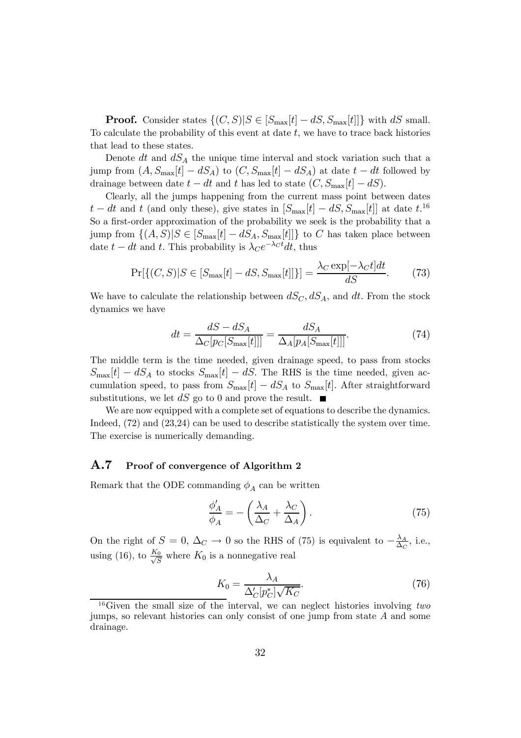**Proof.** Consider states $\{(C,S)|S \in [S_{\max}[t]-dS, S_{\max}[t]]\}$ with $dS$ small. To calculate the probability of this event at date $t$, we have to trace back histories that lead to these states.

Denote $dt$ and $dS_A$ the unique time interval and stock variation such that a jump from $(A, S_{\max}[t]-dS_A)$ to $(C, S_{\max}[t]-dS_A)$ at date $t-dt$ followed by drainage between date $t-dt$ and $t$ has led to state $(C, S_{\max}[t]-dS)$.

Clearly, all the jumps happening from the current mass point between dates $t-dt$ and $t$ (and only these), give states in $[S_{\max}[t]-dS, S_{\max}[t]]$ at date $t$.[16] So a first-order approximation of the probability we seek is the probability that a jump from $\{(A,S)|S \in [S_{\max}[t]-dS_A, S_{\max}[t]]\}$ to $C$ has taken place between date $t-dt$ and $t$. This probability is $\lambda_C e^{-\lambda_C t}dt$, thus

$$\Pr[\{(C,S)|S \in [S_{\max}[t]-dS, S_{\max}[t]]\}] = \frac{\lambda_C \exp[-\lambda_C t]dt}{dS}. \tag{73}$$

We have to calculate the relationship between $dS_C$, $dS_A$, and $dt$. From the stock dynamics we have

$$dt = \frac{dS - dS_A}{\Delta_C[p_C[S_{\max}[t]]]} = \frac{dS_A}{\Delta_A[p_A[S_{\max}[t]]]}. \tag{74}$$

The middle term is the time needed, given drainage speed, to pass from stocks $S_{\max}[t]-dS_A$ to stocks $S_{\max}[t]-dS$. The RHS is the time needed, given accumulation speed, to pass from $S_{\max}[t]-dS_A$ to $S_{\max}[t]$. After straightforward substitutions, we let $dS$ go to 0 and prove the result. ■

We are now equipped with a complete set of equations to describe the dynamics. Indeed, (72) and (23,24) can be used to describe statistically the system over time. The exercise is numerically demanding.

## A.7 Proof of convergence of Algorithm 2

Remark that the ODE commanding $\phi_A$ can be written

$$\frac{\phi_A'}{\phi_A} = -\left(\frac{\lambda_A}{\Delta_C} + \frac{\lambda_C}{\Delta_A}\right). \tag{75}$$

On the right of $S=0$, $\Delta_C \to 0$ so the RHS of (75) is equivalent to $-\frac{\lambda_A}{\Delta_C}$, i.e., using (16), to $\frac{K_0}{\sqrt{S}}$ where $K_0$ is a nonnegative real

$$K_0 = \frac{\lambda_A}{\Delta_C'[p_C^*]\sqrt{K_C}}. \tag{76}$$

[16] Given the small size of the interval, we can neglect histories involving *two* jumps, so relevant histories can only consist of one jump from state $A$ and some drainage.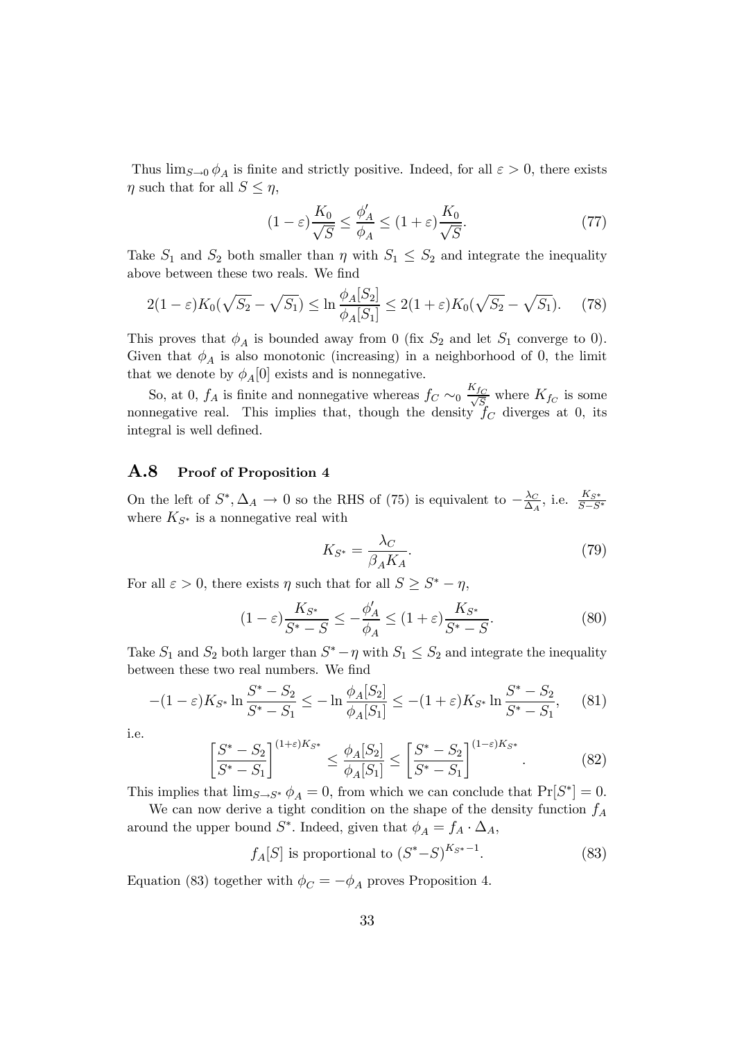Thus $\lim_{S\to 0}\phi_A$ is finite and strictly positive. Indeed, for all $\varepsilon > 0$, there exists $\eta$ such that for all $S \le \eta$,

$$(1-\varepsilon)\frac{K_0}{\sqrt{S}} \le \frac{\phi_A'}{\phi_A} \le (1+\varepsilon)\frac{K_0}{\sqrt{S}}. \tag{77}$$

Take $S_1$ and $S_2$ both smaller than $\eta$ with $S_1 \le S_2$ and integrate the inequality above between these two reals. We find

$$2(1-\varepsilon)K_0(\sqrt{S_2}-\sqrt{S_1}) \le \ln\frac{\phi_A[S_2]}{\phi_A[S_1]} \le 2(1+\varepsilon)K_0(\sqrt{S_2}-\sqrt{S_1}). \tag{78}$$

This proves that $\phi_A$ is bounded away from 0 (fix $S_2$ and let $S_1$ converge to 0). Given that $\phi_A$ is also monotonic (increasing) in a neighborhood of 0, the limit that we denote by $\phi_A[0]$ exists and is nonnegative.

So, at 0, $f_A$ is finite and nonnegative whereas $f_C \sim_0 \frac{K_{f_C}}{\sqrt{S}}$ where $K_{f_C}$ is some nonnegative real. This implies that, though the density $f_C$ diverges at 0, its integral is well defined.

## A.8 Proof of Proposition 4

On the left of $S^*, \Delta_A \to 0$ so the RHS of (75) is equivalent to $-\frac{\lambda_C}{\Delta_A}$, i.e. $\frac{K_{S^*}}{S-S^*}$ where $K_{S^*}$ is a nonnegative real with

$$K_{S^*} = \frac{\lambda_C}{\beta_A K_A}. \tag{79}$$

For all $\varepsilon > 0$, there exists $\eta$ such that for all $S \ge S^* - \eta$,

$$(1-\varepsilon)\frac{K_{S^*}}{S^*-S} \le -\frac{\phi_A'}{\phi_A} \le (1+\varepsilon)\frac{K_{S^*}}{S^*-S}. \tag{80}$$

Take $S_1$ and $S_2$ both larger than $S^*-\eta$ with $S_1 \le S_2$ and integrate the inequality between these two real numbers. We find

$$-(1-\varepsilon)K_{S^*}\ln\frac{S^*-S_2}{S^*-S_1} \le -\ln\frac{\phi_A[S_2]}{\phi_A[S_1]} \le -(1+\varepsilon)K_{S^*}\ln\frac{S^*-S_2}{S^*-S_1}, \tag{81}$$

i.e.

$$\left[\frac{S^*-S_2}{S^*-S_1}\right]^{(1+\varepsilon)K_{S^*}} \le \frac{\phi_A[S_2]}{\phi_A[S_1]} \le \left[\frac{S^*-S_2}{S^*-S_1}\right]^{(1-\varepsilon)K_{S^*}}. \tag{82}$$

This implies that $\lim_{S\to S^*}\phi_A = 0$, from which we can conclude that $\Pr[S^*] = 0$.

We can now derive a tight condition on the shape of the density function $f_A$ around the upper bound $S^*$. Indeed, given that $\phi_A = f_A \cdot \Delta_A$,

$$f_A[S] \text{ is proportional to } (S^*-S)^{K_{S^*}-1}. \tag{83}$$

Equation (83) together with $\phi_C = -\phi_A$ proves Proposition 4.